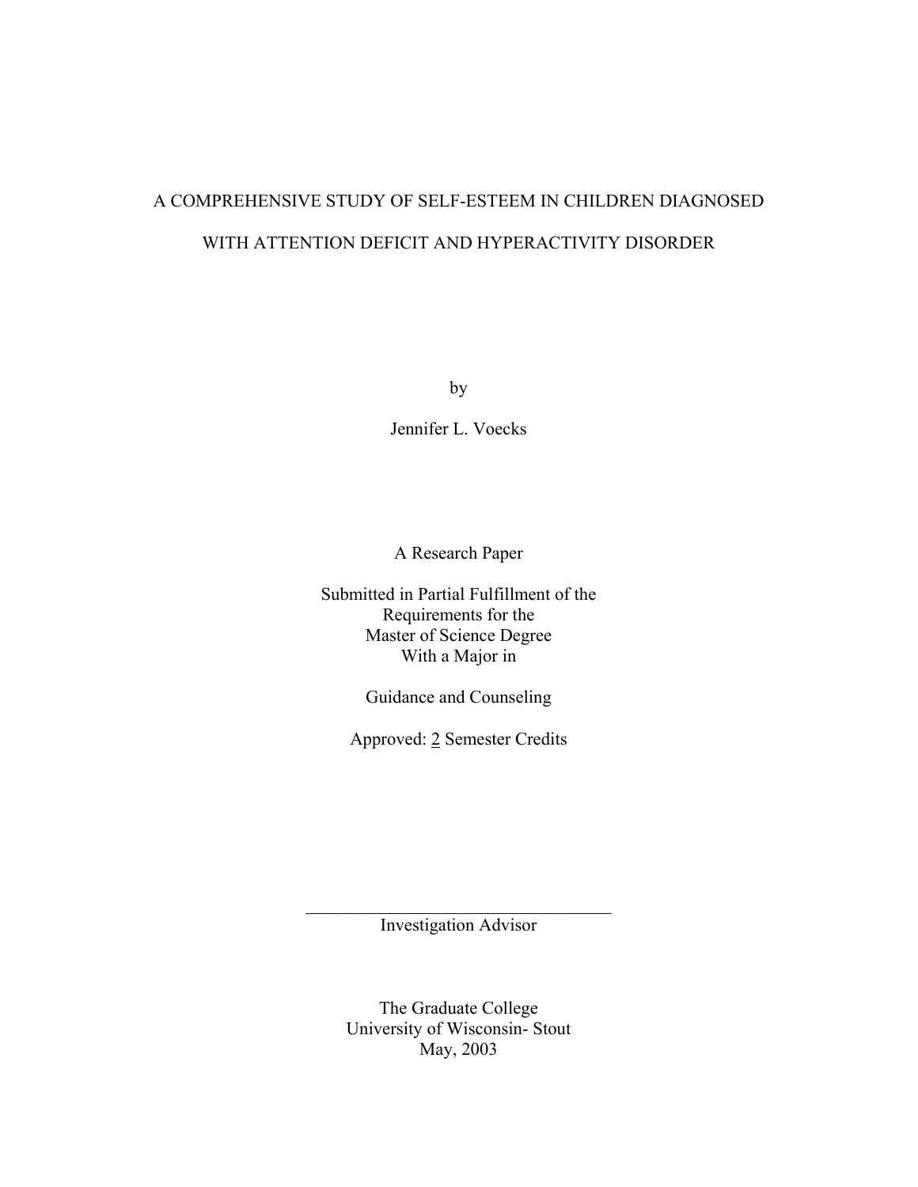# A COMPREHENSIVE STUDY OF SELF-ESTEEM IN CHILDREN DIAGNOSED WITH ATTENTION DEFICIT AND HYPERACTIVITY DISORDER

by

Jennifer L. Voecks

A Research Paper

Submitted in Partial Fulfillment of the
Requirements for the
Master of Science Degree
With a Major in

Guidance and Counseling

Approved: 2 Semester Credits

___________________________________

Investigation Advisor

The Graduate College
University of Wisconsin- Stout
May, 2003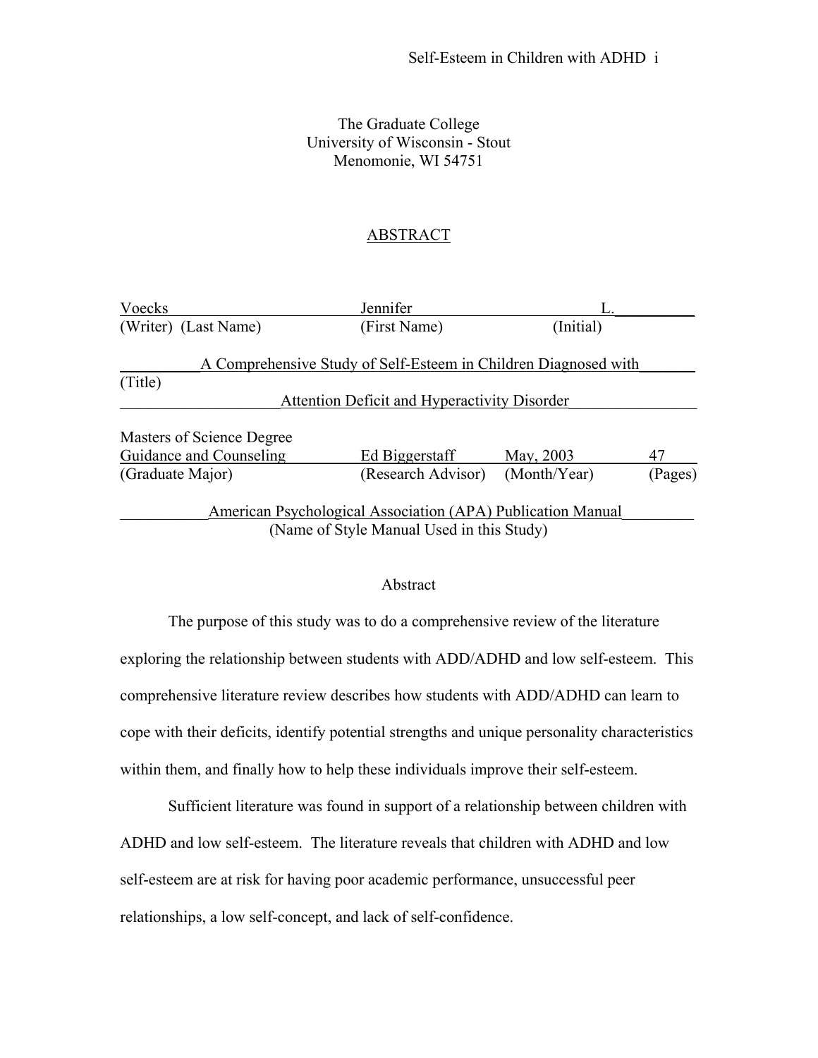The Graduate College
University of Wisconsin - Stout
Menomonie, WI 54751

## ABSTRACT

| Voecks | Jennifer | L. |
|---|---|---|
| (Writer) (Last Name) | (First Name) | (Initial) |

A Comprehensive Study of Self-Esteem in Children Diagnosed with Attention Deficit and Hyperactivity Disorder
(Title)

| Masters of Science Degree Guidance and Counseling | Ed Biggerstaff | May, 2003 | 47 |
|---|---|---|---|
| (Graduate Major) | (Research Advisor) | (Month/Year) | (Pages) |

American Psychological Association (APA) Publication Manual
(Name of Style Manual Used in this Study)

### Abstract

The purpose of this study was to do a comprehensive review of the literature exploring the relationship between students with ADD/ADHD and low self-esteem. This comprehensive literature review describes how students with ADD/ADHD can learn to cope with their deficits, identify potential strengths and unique personality characteristics within them, and finally how to help these individuals improve their self-esteem.

Sufficient literature was found in support of a relationship between children with ADHD and low self-esteem. The literature reveals that children with ADHD and low self-esteem are at risk for having poor academic performance, unsuccessful peer relationships, a low self-concept, and lack of self-confidence.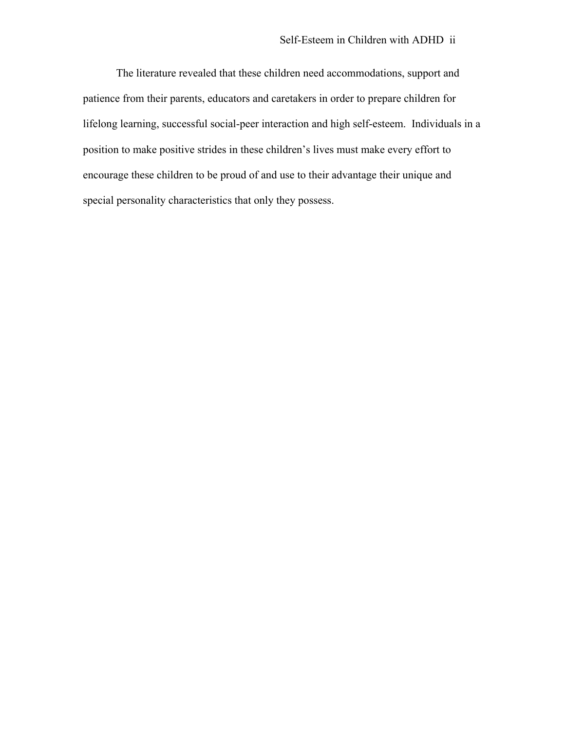The literature revealed that these children need accommodations, support and patience from their parents, educators and caretakers in order to prepare children for lifelong learning, successful social-peer interaction and high self-esteem.  Individuals in a position to make positive strides in these children's lives must make every effort to encourage these children to be proud of and use to their advantage their unique and special personality characteristics that only they possess.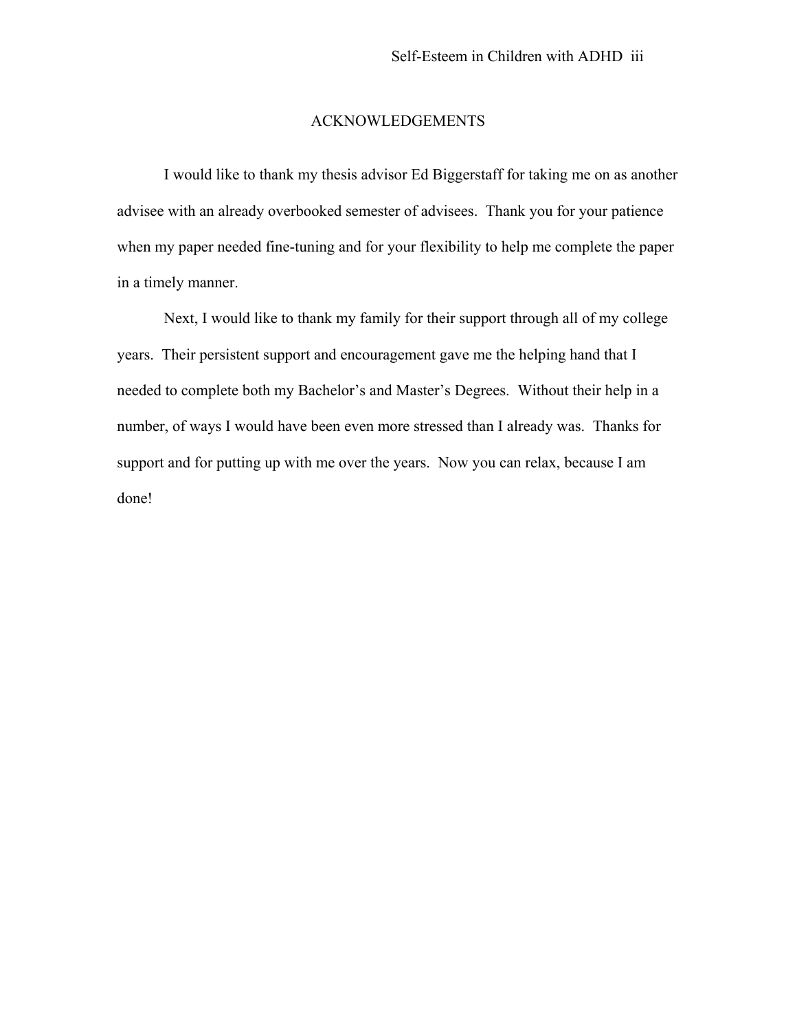## ACKNOWLEDGEMENTS

I would like to thank my thesis advisor Ed Biggerstaff for taking me on as another advisee with an already overbooked semester of advisees. Thank you for your patience when my paper needed fine-tuning and for your flexibility to help me complete the paper in a timely manner.

Next, I would like to thank my family for their support through all of my college years. Their persistent support and encouragement gave me the helping hand that I needed to complete both my Bachelor's and Master's Degrees. Without their help in a number, of ways I would have been even more stressed than I already was. Thanks for support and for putting up with me over the years. Now you can relax, because I am done!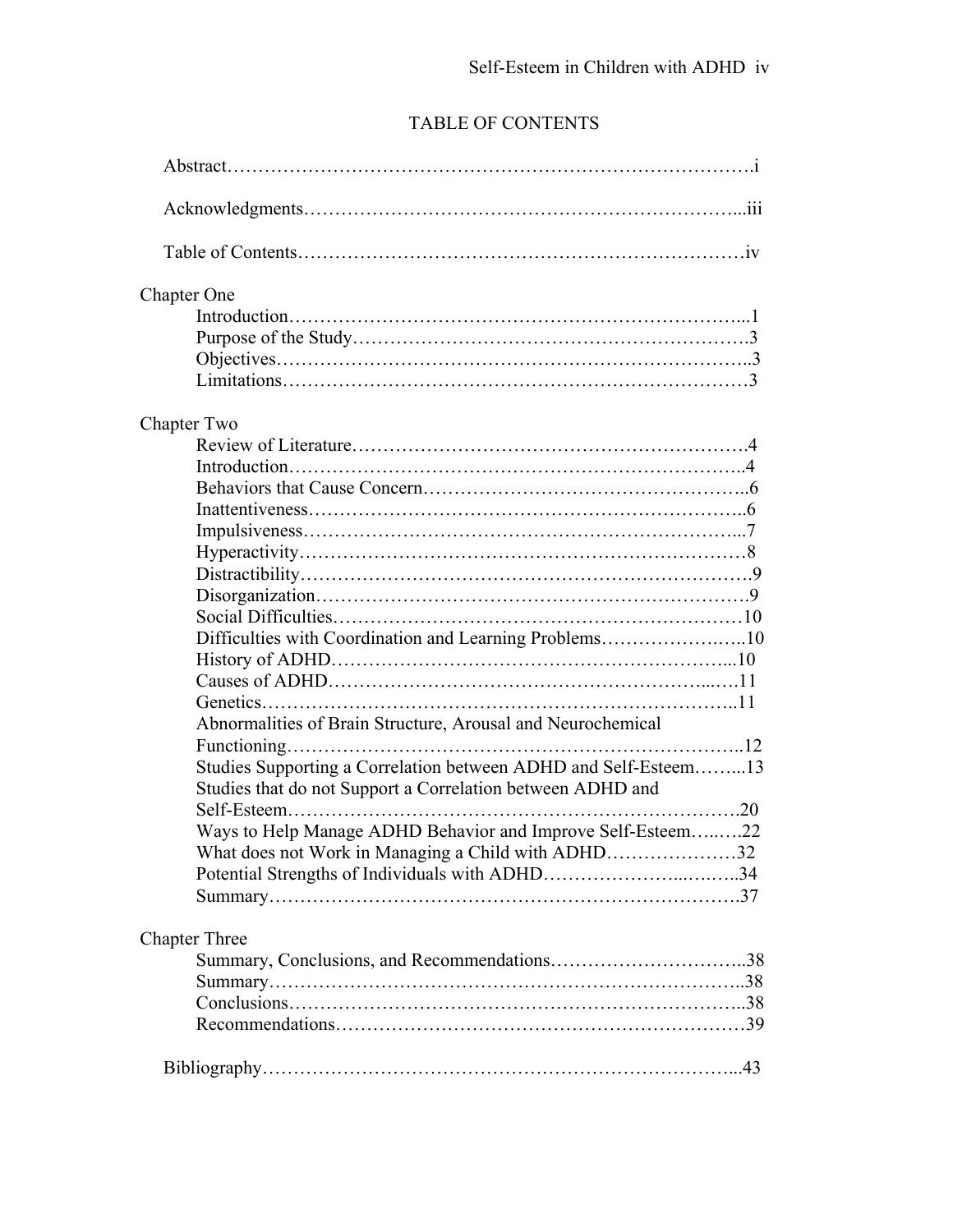# TABLE OF CONTENTS

Abstract……………………………………………………………………….i

Acknowledgments…………………………………………………………...iii

Table of Contents……………………………………………………………iv

Chapter One

- Introduction…………………………………………………………...1
- Purpose of the Study…………………………………………………….3
- Objectives……………………………………………………………..3
- Limitations…………………………………………………………….3

Chapter Two

- Review of Literature…………………………………………………….4
- Introduction…………………………………………………………..4
- Behaviors that Cause Concern…………………………………………..6
- Inattentiveness………………………………………………………..6
- Impulsiveness………………………………………………………...7
- Hyperactivity…………………………………………………………8
- Distractibility…………………………………………………………9
- Disorganization……………………………………………………….9
- Social Difficulties……………………………………………………10
- Difficulties with Coordination and Learning Problems………………..10
- History of ADHD…………………………………………………...10
- Causes of ADHD……………………………………………………11
- Genetics……………………………………………………………..11
- Abnormalities of Brain Structure, Arousal and Neurochemical Functioning…………………………………………………………..12
- Studies Supporting a Correlation between ADHD and Self-Esteem……...13
- Studies that do not Support a Correlation between ADHD and Self-Esteem…………………………………………………………….20
- Ways to Help Manage ADHD Behavior and Improve Self-Esteem…..…22
- What does not Work in Managing a Child with ADHD…………………32
- Potential Strengths of Individuals with ADHD………………...……..34
- Summary…………………………………………………………….37

Chapter Three

- Summary, Conclusions, and Recommendations…………………………..38
- Summary……………………………………………………………..38
- Conclusions…………………………………………………………..38
- Recommendations……………………………………………………39

Bibliography……………………………………………………………...43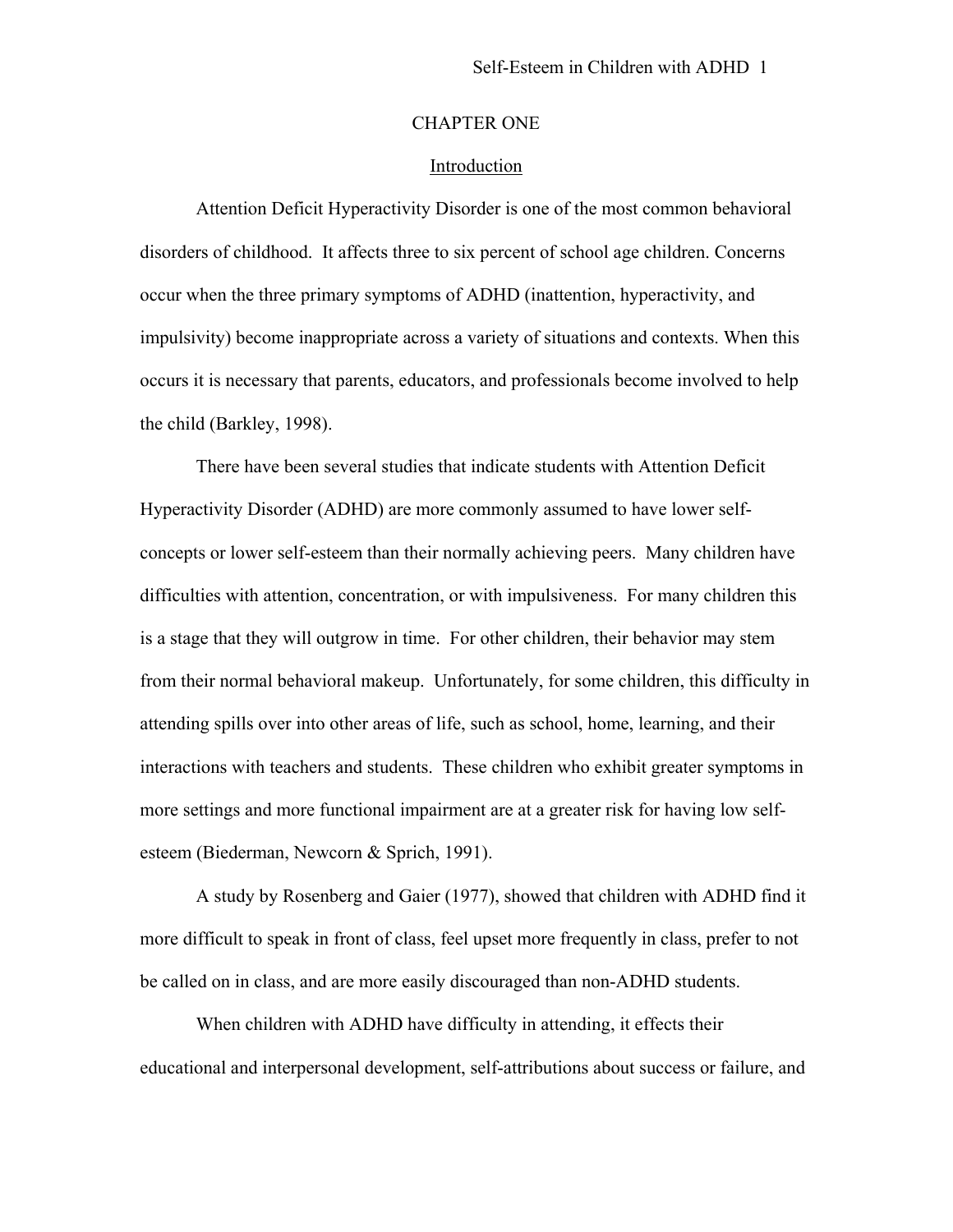# CHAPTER ONE

## Introduction

Attention Deficit Hyperactivity Disorder is one of the most common behavioral disorders of childhood. It affects three to six percent of school age children. Concerns occur when the three primary symptoms of ADHD (inattention, hyperactivity, and impulsivity) become inappropriate across a variety of situations and contexts. When this occurs it is necessary that parents, educators, and professionals become involved to help the child (Barkley, 1998).

There have been several studies that indicate students with Attention Deficit Hyperactivity Disorder (ADHD) are more commonly assumed to have lower self-concepts or lower self-esteem than their normally achieving peers. Many children have difficulties with attention, concentration, or with impulsiveness. For many children this is a stage that they will outgrow in time. For other children, their behavior may stem from their normal behavioral makeup. Unfortunately, for some children, this difficulty in attending spills over into other areas of life, such as school, home, learning, and their interactions with teachers and students. These children who exhibit greater symptoms in more settings and more functional impairment are at a greater risk for having low self-esteem (Biederman, Newcorn & Sprich, 1991).

A study by Rosenberg and Gaier (1977), showed that children with ADHD find it more difficult to speak in front of class, feel upset more frequently in class, prefer to not be called on in class, and are more easily discouraged than non-ADHD students.

When children with ADHD have difficulty in attending, it effects their educational and interpersonal development, self-attributions about success or failure, and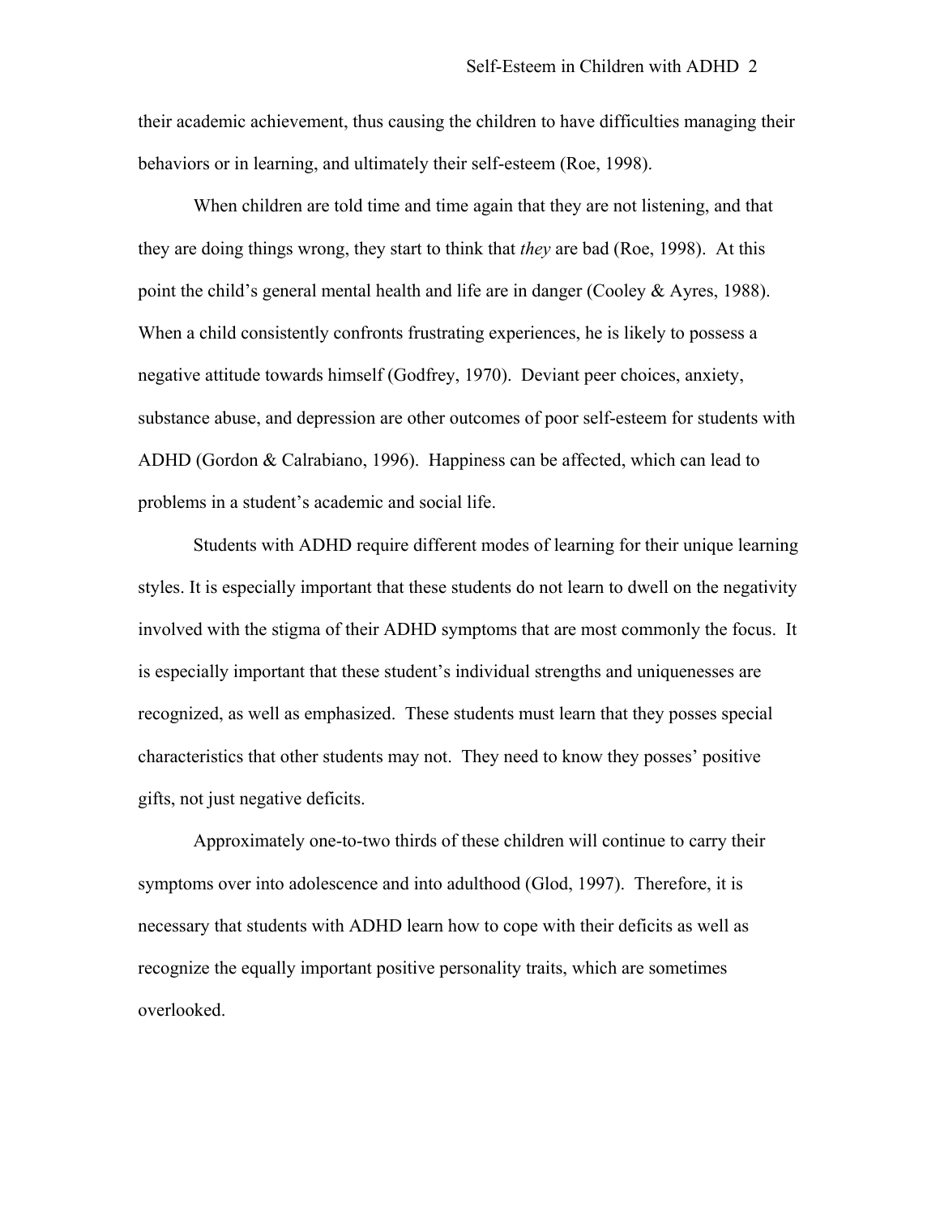their academic achievement, thus causing the children to have difficulties managing their behaviors or in learning, and ultimately their self-esteem (Roe, 1998).

When children are told time and time again that they are not listening, and that they are doing things wrong, they start to think that *they* are bad (Roe, 1998). At this point the child's general mental health and life are in danger (Cooley & Ayres, 1988). When a child consistently confronts frustrating experiences, he is likely to possess a negative attitude towards himself (Godfrey, 1970). Deviant peer choices, anxiety, substance abuse, and depression are other outcomes of poor self-esteem for students with ADHD (Gordon & Calrabiano, 1996). Happiness can be affected, which can lead to problems in a student's academic and social life.

Students with ADHD require different modes of learning for their unique learning styles. It is especially important that these students do not learn to dwell on the negativity involved with the stigma of their ADHD symptoms that are most commonly the focus. It is especially important that these student's individual strengths and uniquenesses are recognized, as well as emphasized. These students must learn that they posses special characteristics that other students may not. They need to know they posses' positive gifts, not just negative deficits.

Approximately one-to-two thirds of these children will continue to carry their symptoms over into adolescence and into adulthood (Glod, 1997). Therefore, it is necessary that students with ADHD learn how to cope with their deficits as well as recognize the equally important positive personality traits, which are sometimes overlooked.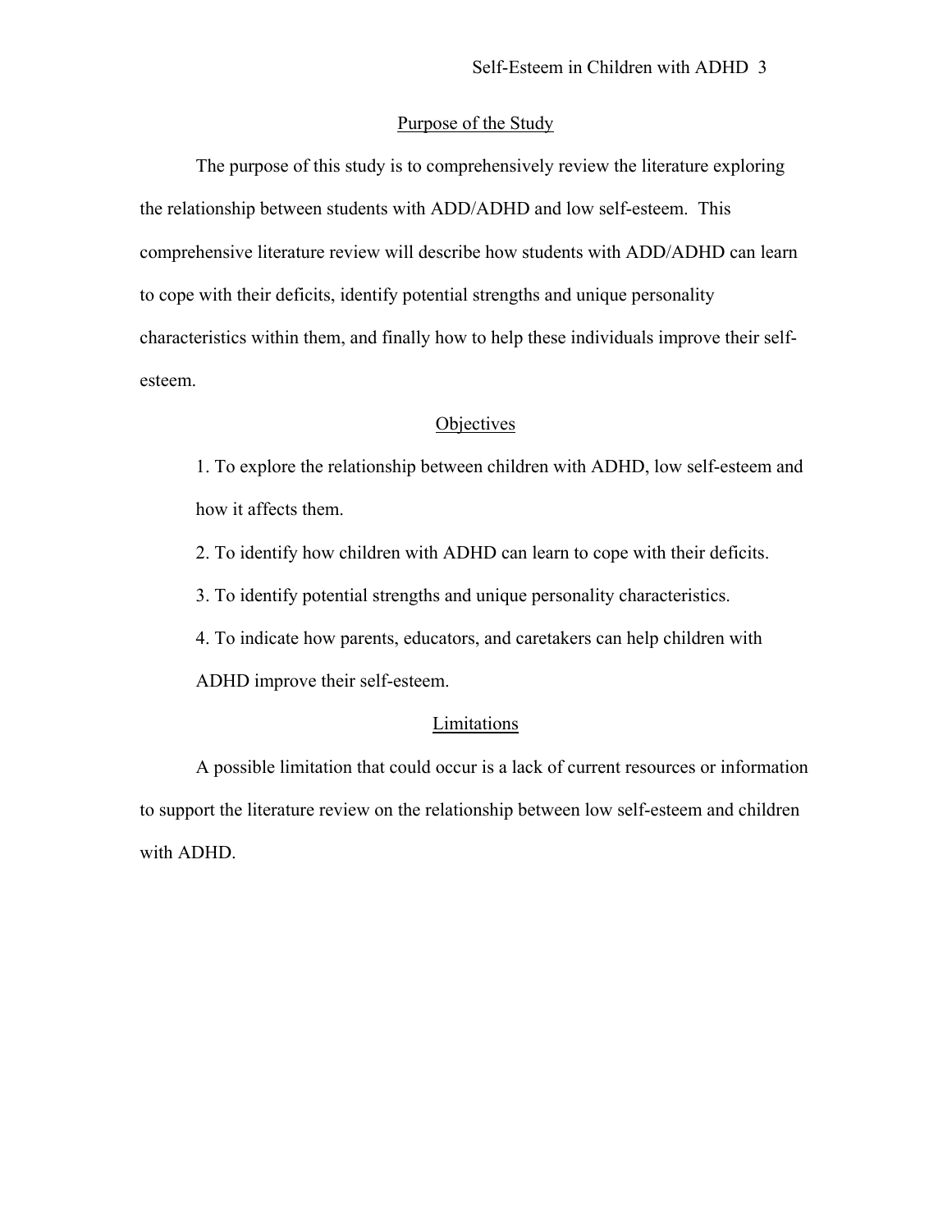## Purpose of the Study

The purpose of this study is to comprehensively review the literature exploring the relationship between students with ADD/ADHD and low self-esteem. This comprehensive literature review will describe how students with ADD/ADHD can learn to cope with their deficits, identify potential strengths and unique personality characteristics within them, and finally how to help these individuals improve their self-esteem.

## Objectives

1. To explore the relationship between children with ADHD, low self-esteem and how it affects them.
2. To identify how children with ADHD can learn to cope with their deficits.
3. To identify potential strengths and unique personality characteristics.
4. To indicate how parents, educators, and caretakers can help children with ADHD improve their self-esteem.

## Limitations

A possible limitation that could occur is a lack of current resources or information to support the literature review on the relationship between low self-esteem and children with ADHD.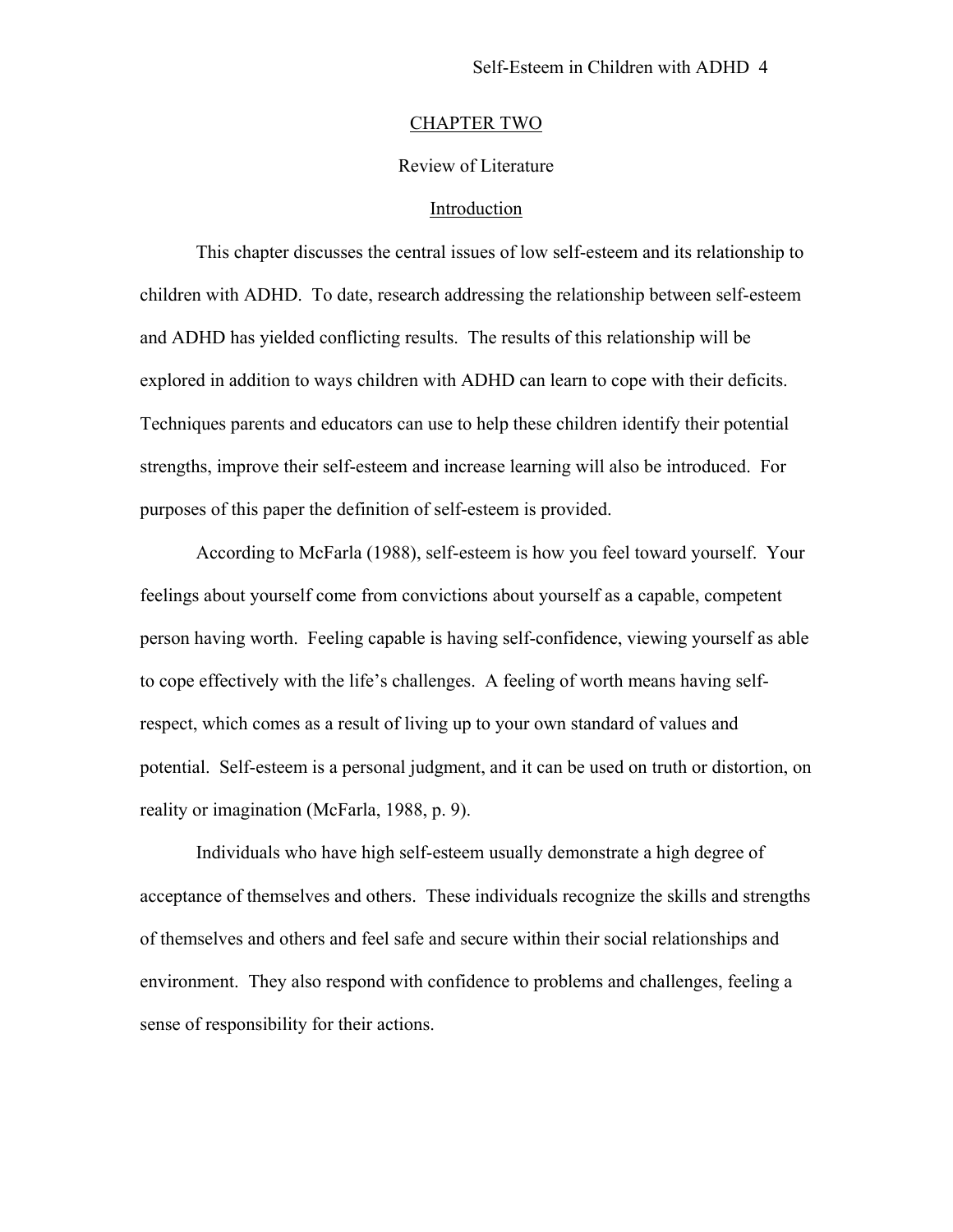# CHAPTER TWO

## Review of Literature

### Introduction

This chapter discusses the central issues of low self-esteem and its relationship to children with ADHD. To date, research addressing the relationship between self-esteem and ADHD has yielded conflicting results. The results of this relationship will be explored in addition to ways children with ADHD can learn to cope with their deficits. Techniques parents and educators can use to help these children identify their potential strengths, improve their self-esteem and increase learning will also be introduced. For purposes of this paper the definition of self-esteem is provided.

According to McFarla (1988), self-esteem is how you feel toward yourself. Your feelings about yourself come from convictions about yourself as a capable, competent person having worth. Feeling capable is having self-confidence, viewing yourself as able to cope effectively with the life's challenges. A feeling of worth means having self-respect, which comes as a result of living up to your own standard of values and potential. Self-esteem is a personal judgment, and it can be used on truth or distortion, on reality or imagination (McFarla, 1988, p. 9).

Individuals who have high self-esteem usually demonstrate a high degree of acceptance of themselves and others. These individuals recognize the skills and strengths of themselves and others and feel safe and secure within their social relationships and environment. They also respond with confidence to problems and challenges, feeling a sense of responsibility for their actions.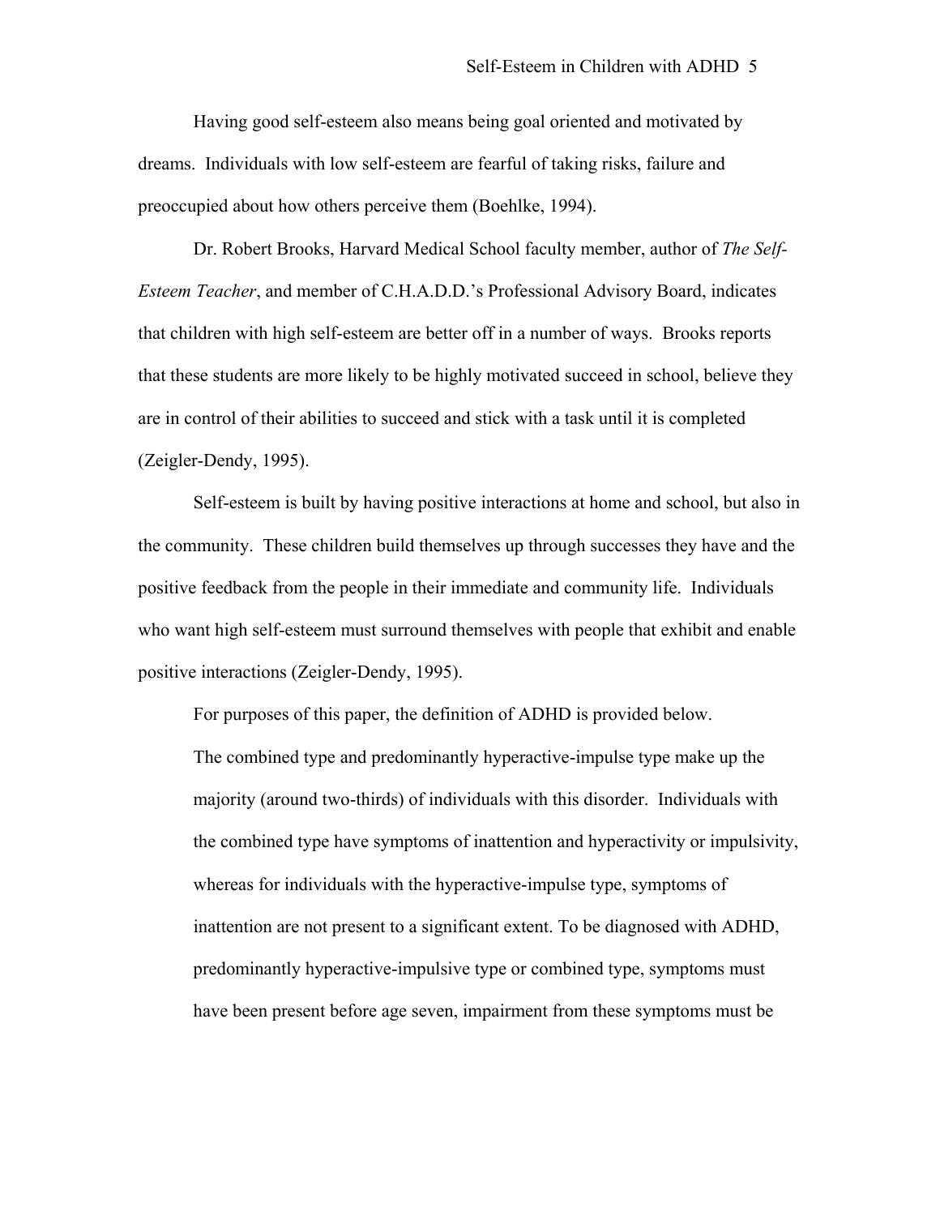Having good self-esteem also means being goal oriented and motivated by dreams. Individuals with low self-esteem are fearful of taking risks, failure and preoccupied about how others perceive them (Boehlke, 1994).

Dr. Robert Brooks, Harvard Medical School faculty member, author of *The Self-Esteem Teacher*, and member of C.H.A.D.D.'s Professional Advisory Board, indicates that children with high self-esteem are better off in a number of ways. Brooks reports that these students are more likely to be highly motivated succeed in school, believe they are in control of their abilities to succeed and stick with a task until it is completed (Zeigler-Dendy, 1995).

Self-esteem is built by having positive interactions at home and school, but also in the community. These children build themselves up through successes they have and the positive feedback from the people in their immediate and community life. Individuals who want high self-esteem must surround themselves with people that exhibit and enable positive interactions (Zeigler-Dendy, 1995).

For purposes of this paper, the definition of ADHD is provided below.

> The combined type and predominantly hyperactive-impulse type make up the majority (around two-thirds) of individuals with this disorder. Individuals with the combined type have symptoms of inattention and hyperactivity or impulsivity, whereas for individuals with the hyperactive-impulse type, symptoms of inattention are not present to a significant extent. To be diagnosed with ADHD, predominantly hyperactive-impulsive type or combined type, symptoms must have been present before age seven, impairment from these symptoms must be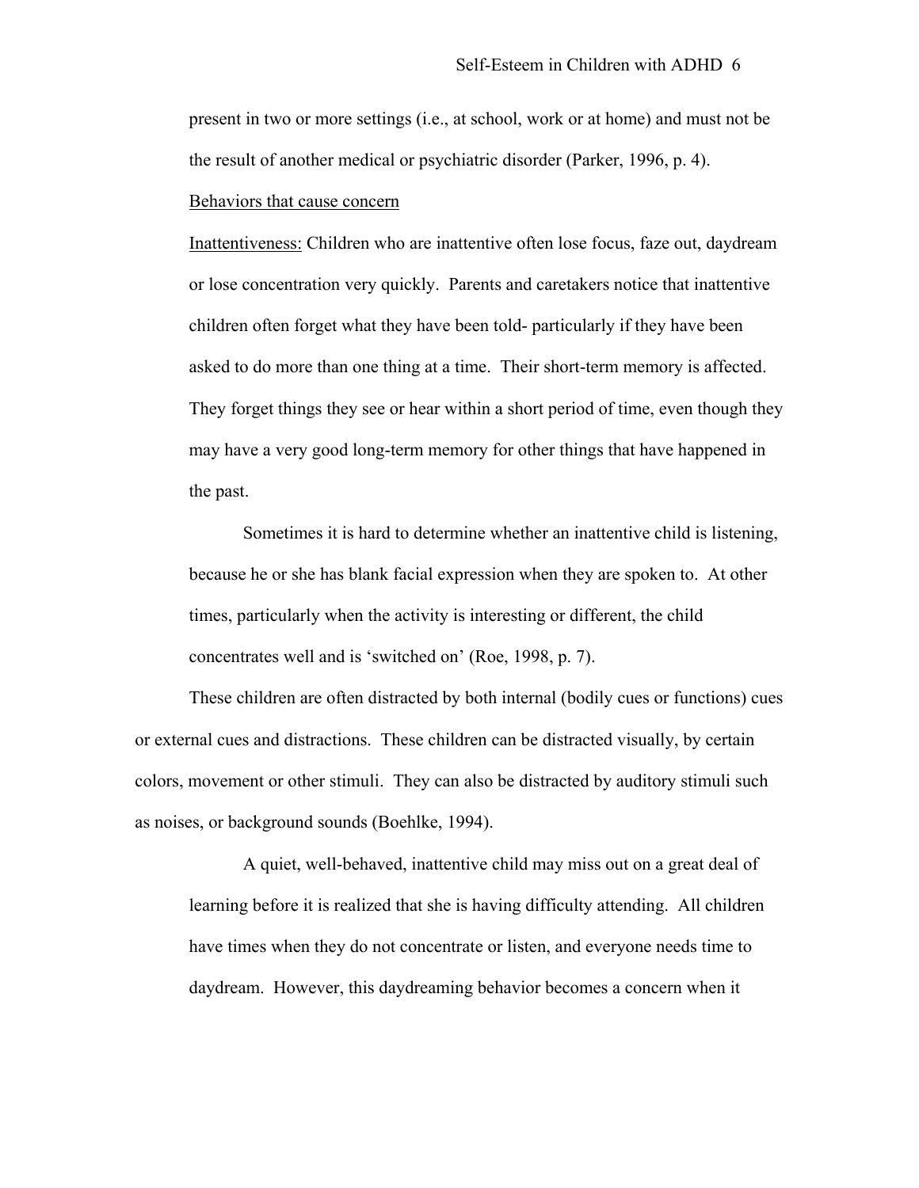present in two or more settings (i.e., at school, work or at home) and must not be the result of another medical or psychiatric disorder (Parker, 1996, p. 4).

Behaviors that cause concern

Inattentiveness: Children who are inattentive often lose focus, faze out, daydream or lose concentration very quickly. Parents and caretakers notice that inattentive children often forget what they have been told- particularly if they have been asked to do more than one thing at a time. Their short-term memory is affected. They forget things they see or hear within a short period of time, even though they may have a very good long-term memory for other things that have happened in the past.

> Sometimes it is hard to determine whether an inattentive child is listening, because he or she has blank facial expression when they are spoken to. At other times, particularly when the activity is interesting or different, the child concentrates well and is 'switched on' (Roe, 1998, p. 7).

These children are often distracted by both internal (bodily cues or functions) cues or external cues and distractions. These children can be distracted visually, by certain colors, movement or other stimuli. They can also be distracted by auditory stimuli such as noises, or background sounds (Boehlke, 1994).

> A quiet, well-behaved, inattentive child may miss out on a great deal of learning before it is realized that she is having difficulty attending. All children have times when they do not concentrate or listen, and everyone needs time to daydream. However, this daydreaming behavior becomes a concern when it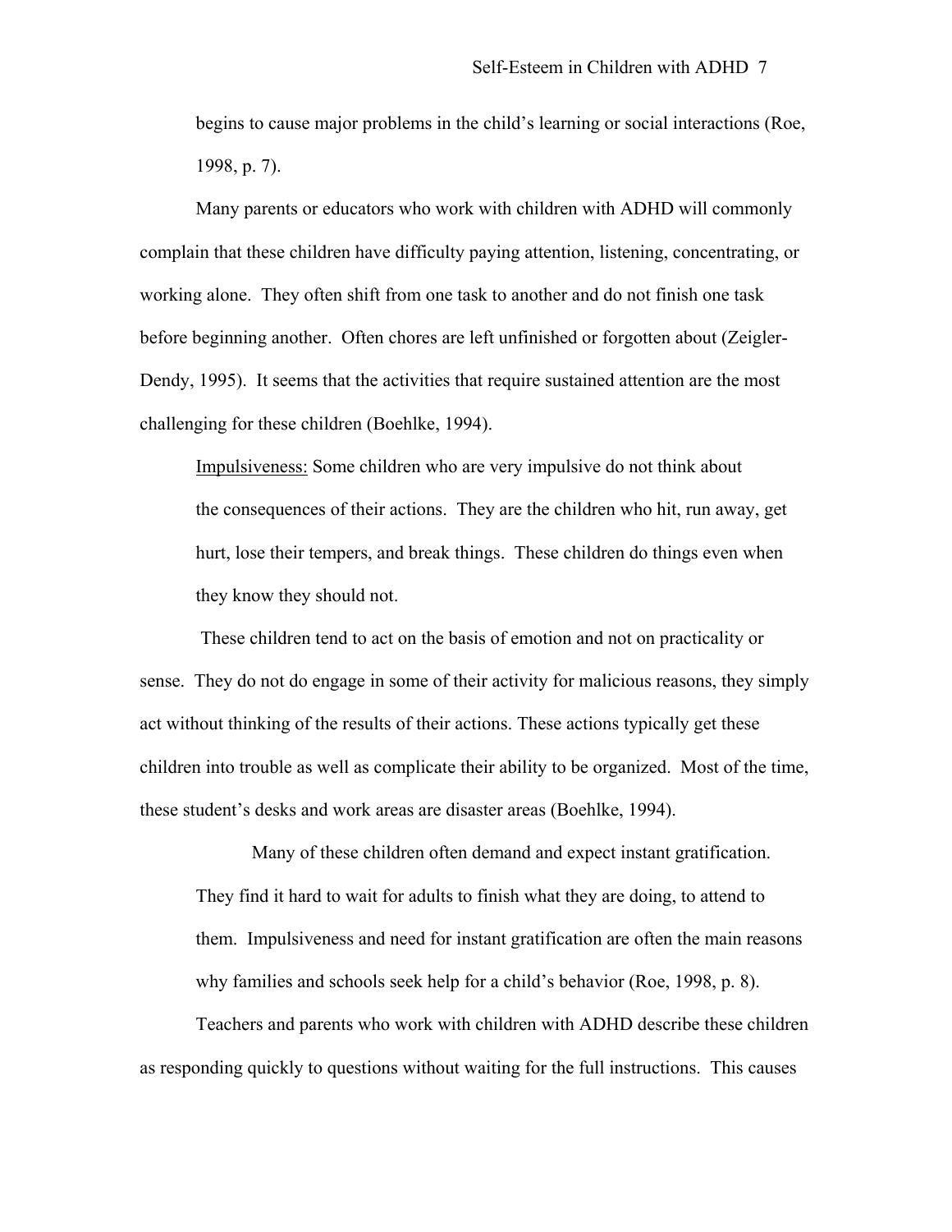begins to cause major problems in the child's learning or social interactions (Roe, 1998, p. 7).

Many parents or educators who work with children with ADHD will commonly complain that these children have difficulty paying attention, listening, concentrating, or working alone. They often shift from one task to another and do not finish one task before beginning another. Often chores are left unfinished or forgotten about (Zeigler-Dendy, 1995). It seems that the activities that require sustained attention are the most challenging for these children (Boehlke, 1994).

> Impulsiveness: Some children who are very impulsive do not think about the consequences of their actions. They are the children who hit, run away, get hurt, lose their tempers, and break things. These children do things even when they know they should not.

These children tend to act on the basis of emotion and not on practicality or sense. They do not do engage in some of their activity for malicious reasons, they simply act without thinking of the results of their actions. These actions typically get these children into trouble as well as complicate their ability to be organized. Most of the time, these student's desks and work areas are disaster areas (Boehlke, 1994).

> Many of these children often demand and expect instant gratification. They find it hard to wait for adults to finish what they are doing, to attend to them. Impulsiveness and need for instant gratification are often the main reasons why families and schools seek help for a child's behavior (Roe, 1998, p. 8).

Teachers and parents who work with children with ADHD describe these children as responding quickly to questions without waiting for the full instructions. This causes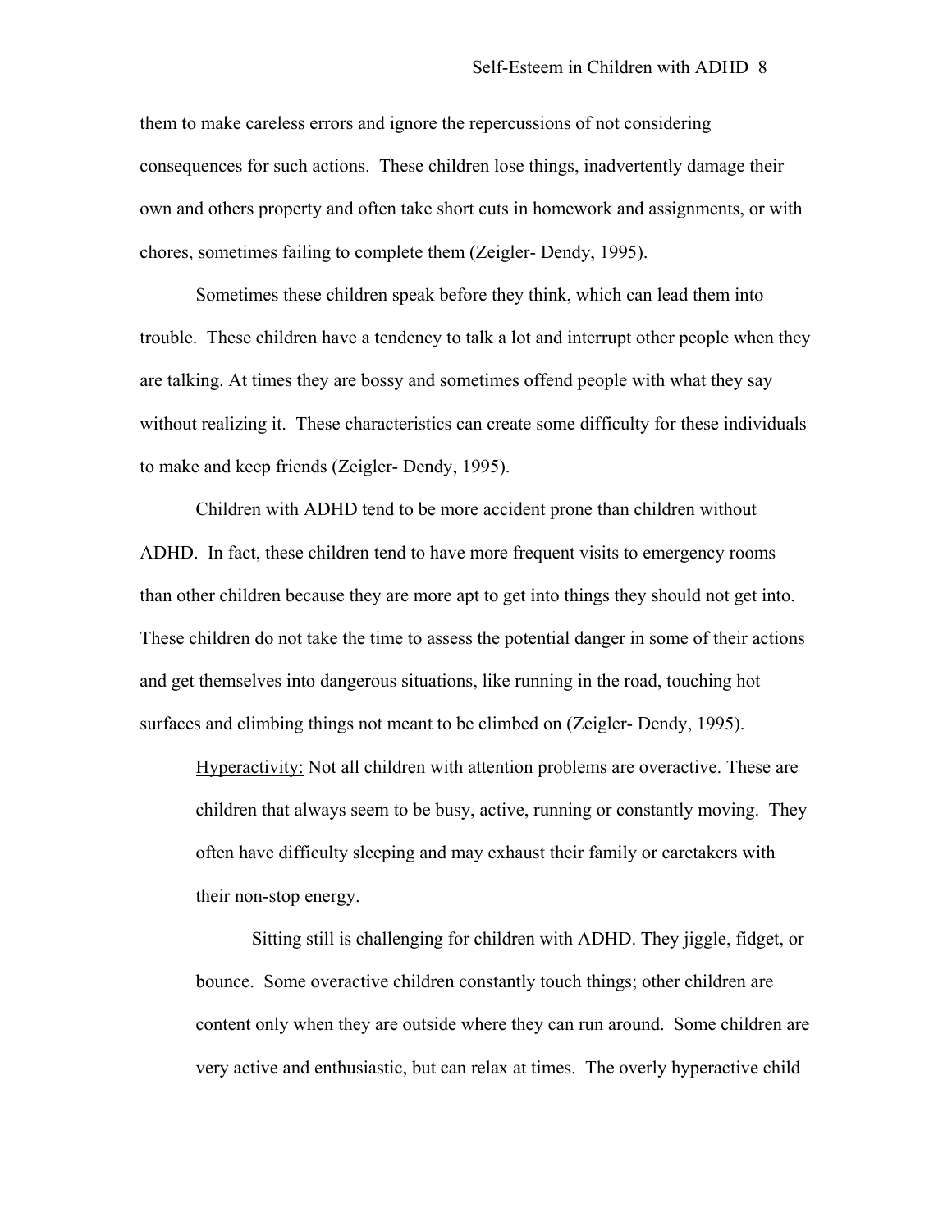them to make careless errors and ignore the repercussions of not considering consequences for such actions. These children lose things, inadvertently damage their own and others property and often take short cuts in homework and assignments, or with chores, sometimes failing to complete them (Zeigler- Dendy, 1995).

Sometimes these children speak before they think, which can lead them into trouble. These children have a tendency to talk a lot and interrupt other people when they are talking. At times they are bossy and sometimes offend people with what they say without realizing it. These characteristics can create some difficulty for these individuals to make and keep friends (Zeigler- Dendy, 1995).

Children with ADHD tend to be more accident prone than children without ADHD. In fact, these children tend to have more frequent visits to emergency rooms than other children because they are more apt to get into things they should not get into. These children do not take the time to assess the potential danger in some of their actions and get themselves into dangerous situations, like running in the road, touching hot surfaces and climbing things not meant to be climbed on (Zeigler- Dendy, 1995).

> <u>Hyperactivity:</u> Not all children with attention problems are overactive. These are children that always seem to be busy, active, running or constantly moving. They often have difficulty sleeping and may exhaust their family or caretakers with their non-stop energy.
>
> Sitting still is challenging for children with ADHD. They jiggle, fidget, or bounce. Some overactive children constantly touch things; other children are content only when they are outside where they can run around. Some children are very active and enthusiastic, but can relax at times. The overly hyperactive child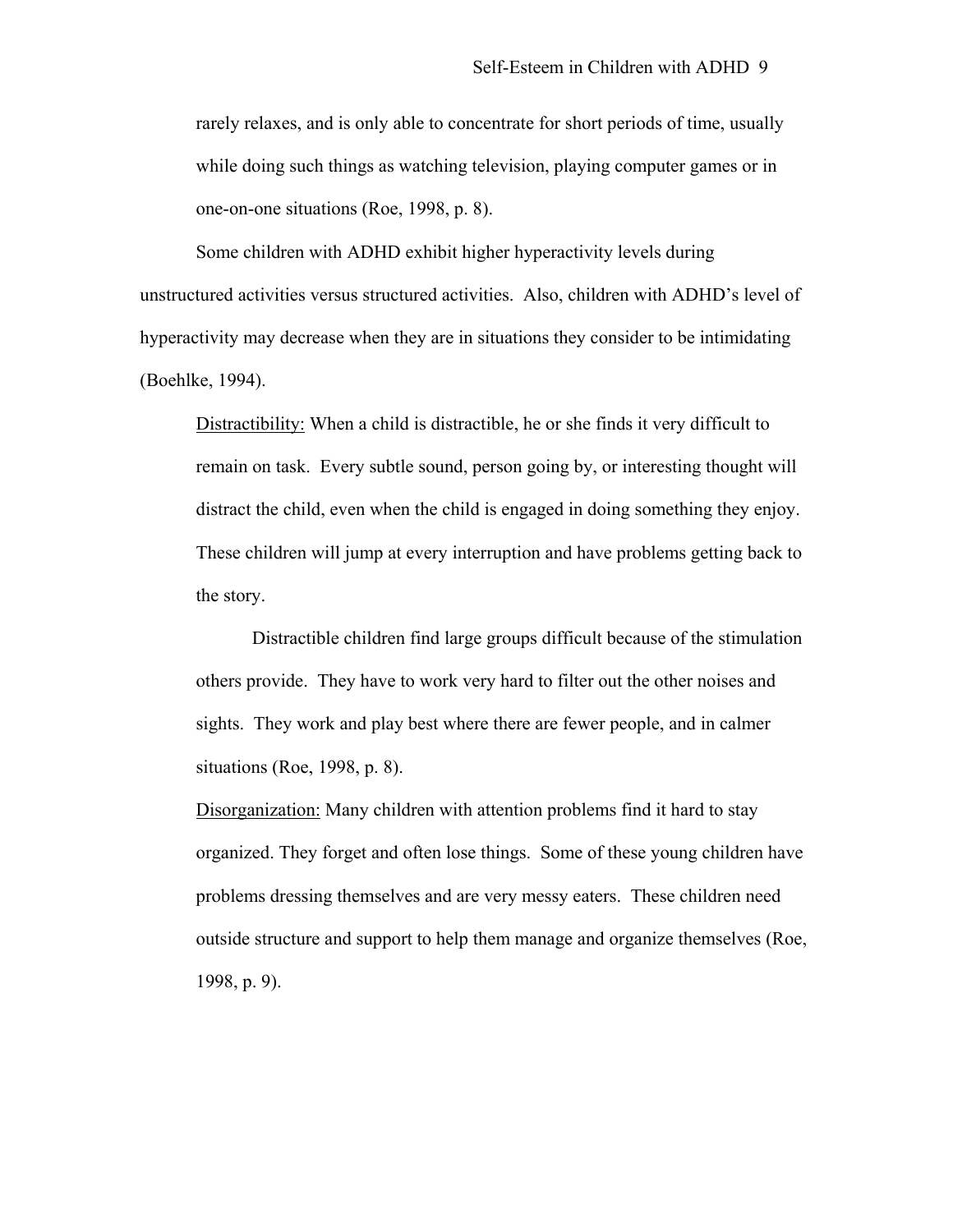rarely relaxes, and is only able to concentrate for short periods of time, usually while doing such things as watching television, playing computer games or in one-on-one situations (Roe, 1998, p. 8).

Some children with ADHD exhibit higher hyperactivity levels during unstructured activities versus structured activities. Also, children with ADHD's level of hyperactivity may decrease when they are in situations they consider to be intimidating (Boehlke, 1994).

Distractibility: When a child is distractible, he or she finds it very difficult to remain on task. Every subtle sound, person going by, or interesting thought will distract the child, even when the child is engaged in doing something they enjoy. These children will jump at every interruption and have problems getting back to the story.

Distractible children find large groups difficult because of the stimulation others provide. They have to work very hard to filter out the other noises and sights. They work and play best where there are fewer people, and in calmer situations (Roe, 1998, p. 8).

Disorganization: Many children with attention problems find it hard to stay organized. They forget and often lose things. Some of these young children have problems dressing themselves and are very messy eaters. These children need outside structure and support to help them manage and organize themselves (Roe, 1998, p. 9).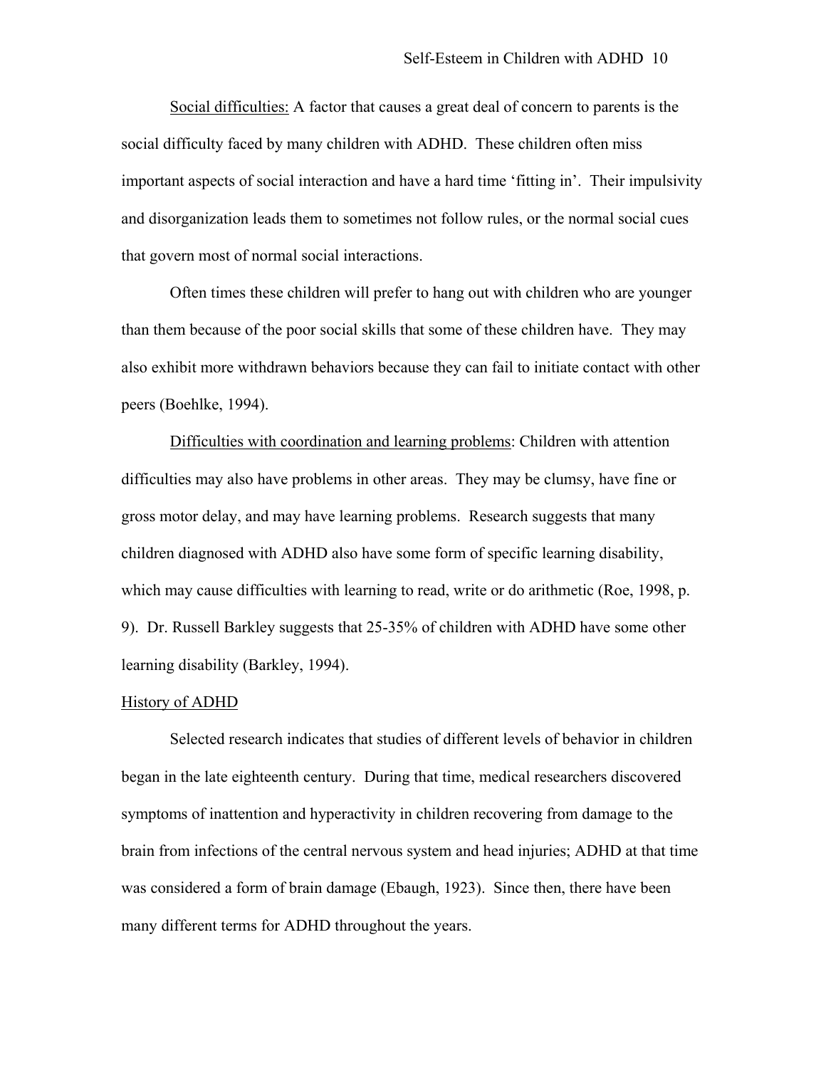Social difficulties: A factor that causes a great deal of concern to parents is the social difficulty faced by many children with ADHD. These children often miss important aspects of social interaction and have a hard time 'fitting in'. Their impulsivity and disorganization leads them to sometimes not follow rules, or the normal social cues that govern most of normal social interactions.

Often times these children will prefer to hang out with children who are younger than them because of the poor social skills that some of these children have. They may also exhibit more withdrawn behaviors because they can fail to initiate contact with other peers (Boehlke, 1994).

Difficulties with coordination and learning problems: Children with attention difficulties may also have problems in other areas. They may be clumsy, have fine or gross motor delay, and may have learning problems. Research suggests that many children diagnosed with ADHD also have some form of specific learning disability, which may cause difficulties with learning to read, write or do arithmetic (Roe, 1998, p. 9). Dr. Russell Barkley suggests that 25-35% of children with ADHD have some other learning disability (Barkley, 1994).

## History of ADHD

Selected research indicates that studies of different levels of behavior in children began in the late eighteenth century. During that time, medical researchers discovered symptoms of inattention and hyperactivity in children recovering from damage to the brain from infections of the central nervous system and head injuries; ADHD at that time was considered a form of brain damage (Ebaugh, 1923). Since then, there have been many different terms for ADHD throughout the years.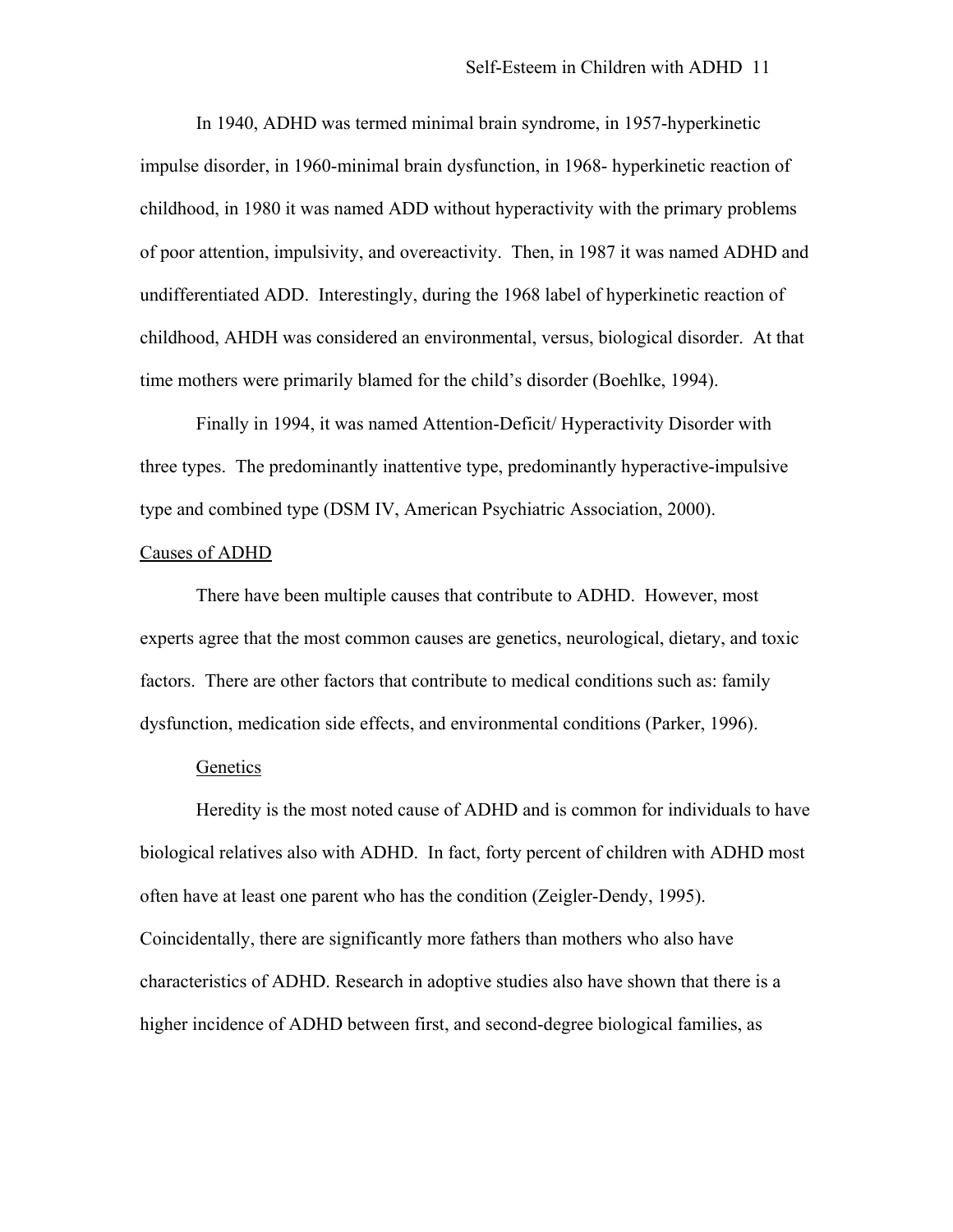In 1940, ADHD was termed minimal brain syndrome, in 1957-hyperkinetic impulse disorder, in 1960-minimal brain dysfunction, in 1968- hyperkinetic reaction of childhood, in 1980 it was named ADD without hyperactivity with the primary problems of poor attention, impulsivity, and overeactivity. Then, in 1987 it was named ADHD and undifferentiated ADD. Interestingly, during the 1968 label of hyperkinetic reaction of childhood, AHDH was considered an environmental, versus, biological disorder. At that time mothers were primarily blamed for the child's disorder (Boehlke, 1994).

Finally in 1994, it was named Attention-Deficit/ Hyperactivity Disorder with three types. The predominantly inattentive type, predominantly hyperactive-impulsive type and combined type (DSM IV, American Psychiatric Association, 2000).

<u>Causes of ADHD</u>

There have been multiple causes that contribute to ADHD. However, most experts agree that the most common causes are genetics, neurological, dietary, and toxic factors. There are other factors that contribute to medical conditions such as: family dysfunction, medication side effects, and environmental conditions (Parker, 1996).

<u>Genetics</u>

Heredity is the most noted cause of ADHD and is common for individuals to have biological relatives also with ADHD. In fact, forty percent of children with ADHD most often have at least one parent who has the condition (Zeigler-Dendy, 1995). Coincidentally, there are significantly more fathers than mothers who also have characteristics of ADHD. Research in adoptive studies also have shown that there is a higher incidence of ADHD between first, and second-degree biological families, as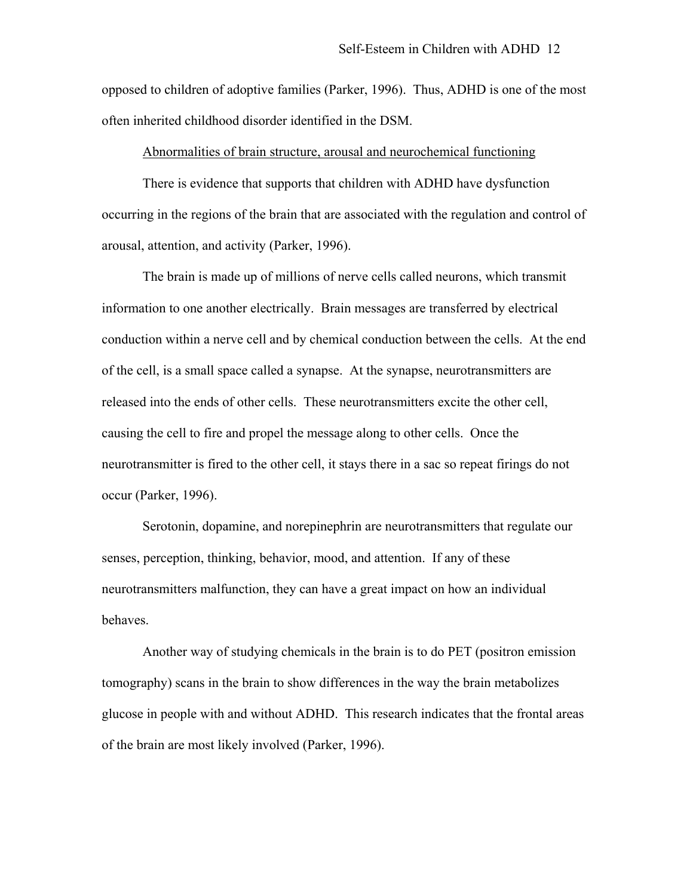opposed to children of adoptive families (Parker, 1996). Thus, ADHD is one of the most often inherited childhood disorder identified in the DSM.

<u>Abnormalities of brain structure, arousal and neurochemical functioning</u>

There is evidence that supports that children with ADHD have dysfunction occurring in the regions of the brain that are associated with the regulation and control of arousal, attention, and activity (Parker, 1996).

The brain is made up of millions of nerve cells called neurons, which transmit information to one another electrically. Brain messages are transferred by electrical conduction within a nerve cell and by chemical conduction between the cells. At the end of the cell, is a small space called a synapse. At the synapse, neurotransmitters are released into the ends of other cells. These neurotransmitters excite the other cell, causing the cell to fire and propel the message along to other cells. Once the neurotransmitter is fired to the other cell, it stays there in a sac so repeat firings do not occur (Parker, 1996).

Serotonin, dopamine, and norepinephrin are neurotransmitters that regulate our senses, perception, thinking, behavior, mood, and attention. If any of these neurotransmitters malfunction, they can have a great impact on how an individual behaves.

Another way of studying chemicals in the brain is to do PET (positron emission tomography) scans in the brain to show differences in the way the brain metabolizes glucose in people with and without ADHD. This research indicates that the frontal areas of the brain are most likely involved (Parker, 1996).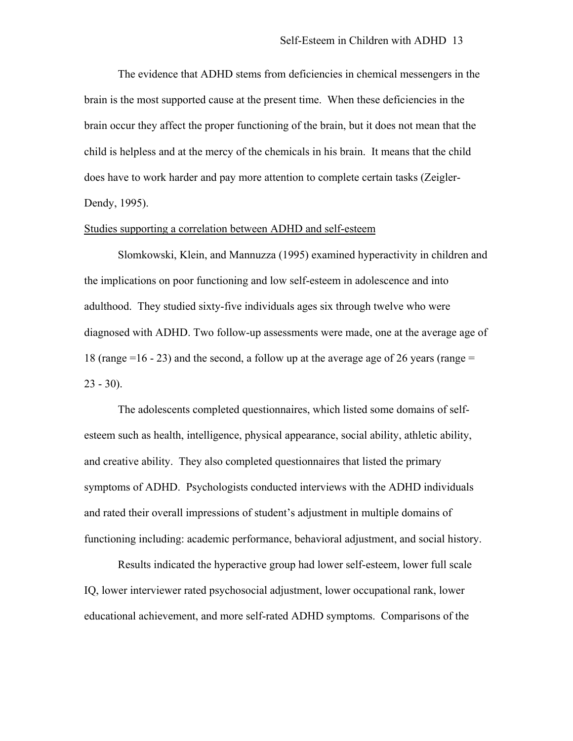The evidence that ADHD stems from deficiencies in chemical messengers in the brain is the most supported cause at the present time. When these deficiencies in the brain occur they affect the proper functioning of the brain, but it does not mean that the child is helpless and at the mercy of the chemicals in his brain. It means that the child does have to work harder and pay more attention to complete certain tasks (Zeigler-Dendy, 1995).

<u>Studies supporting a correlation between ADHD and self-esteem</u>

Slomkowski, Klein, and Mannuzza (1995) examined hyperactivity in children and the implications on poor functioning and low self-esteem in adolescence and into adulthood. They studied sixty-five individuals ages six through twelve who were diagnosed with ADHD. Two follow-up assessments were made, one at the average age of 18 (range =16 - 23) and the second, a follow up at the average age of 26 years (range = 23 - 30).

The adolescents completed questionnaires, which listed some domains of self-esteem such as health, intelligence, physical appearance, social ability, athletic ability, and creative ability. They also completed questionnaires that listed the primary symptoms of ADHD. Psychologists conducted interviews with the ADHD individuals and rated their overall impressions of student's adjustment in multiple domains of functioning including: academic performance, behavioral adjustment, and social history.

Results indicated the hyperactive group had lower self-esteem, lower full scale IQ, lower interviewer rated psychosocial adjustment, lower occupational rank, lower educational achievement, and more self-rated ADHD symptoms. Comparisons of the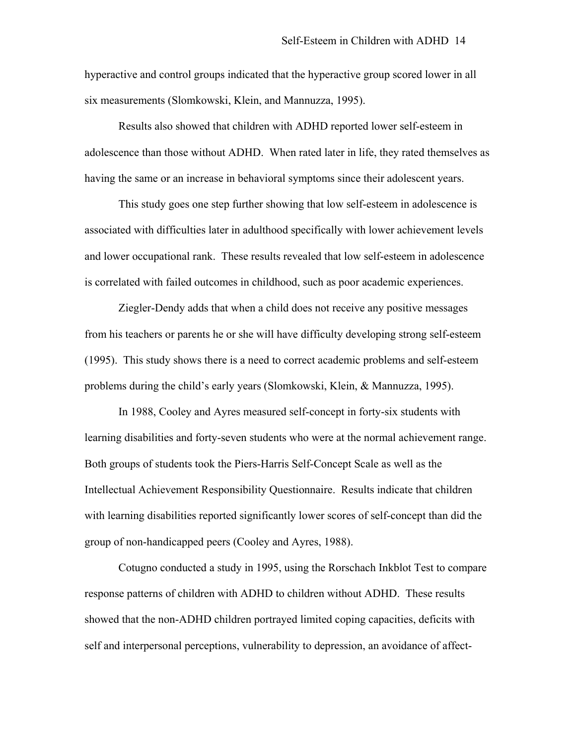hyperactive and control groups indicated that the hyperactive group scored lower in all six measurements (Slomkowski, Klein, and Mannuzza, 1995).

Results also showed that children with ADHD reported lower self-esteem in adolescence than those without ADHD. When rated later in life, they rated themselves as having the same or an increase in behavioral symptoms since their adolescent years.

This study goes one step further showing that low self-esteem in adolescence is associated with difficulties later in adulthood specifically with lower achievement levels and lower occupational rank. These results revealed that low self-esteem in adolescence is correlated with failed outcomes in childhood, such as poor academic experiences.

Ziegler-Dendy adds that when a child does not receive any positive messages from his teachers or parents he or she will have difficulty developing strong self-esteem (1995). This study shows there is a need to correct academic problems and self-esteem problems during the child's early years (Slomkowski, Klein, & Mannuzza, 1995).

In 1988, Cooley and Ayres measured self-concept in forty-six students with learning disabilities and forty-seven students who were at the normal achievement range. Both groups of students took the Piers-Harris Self-Concept Scale as well as the Intellectual Achievement Responsibility Questionnaire. Results indicate that children with learning disabilities reported significantly lower scores of self-concept than did the group of non-handicapped peers (Cooley and Ayres, 1988).

Cotugno conducted a study in 1995, using the Rorschach Inkblot Test to compare response patterns of children with ADHD to children without ADHD. These results showed that the non-ADHD children portrayed limited coping capacities, deficits with self and interpersonal perceptions, vulnerability to depression, an avoidance of affect-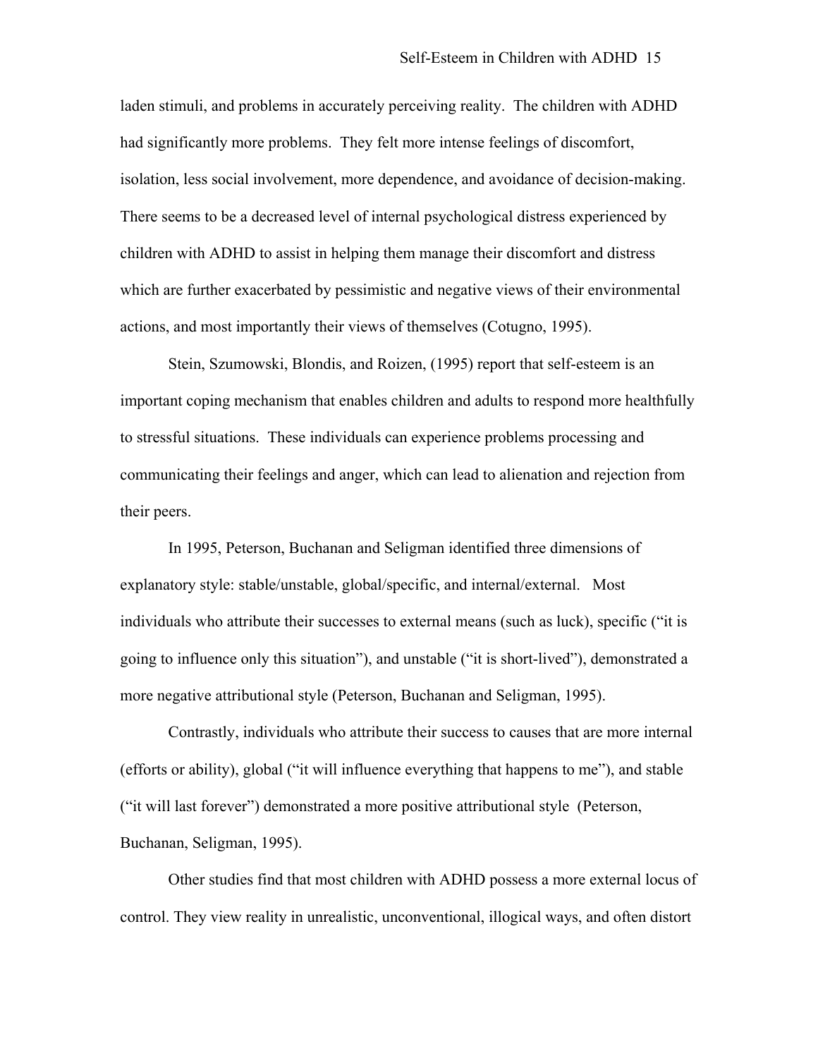laden stimuli, and problems in accurately perceiving reality. The children with ADHD had significantly more problems. They felt more intense feelings of discomfort, isolation, less social involvement, more dependence, and avoidance of decision-making. There seems to be a decreased level of internal psychological distress experienced by children with ADHD to assist in helping them manage their discomfort and distress which are further exacerbated by pessimistic and negative views of their environmental actions, and most importantly their views of themselves (Cotugno, 1995).

Stein, Szumowski, Blondis, and Roizen, (1995) report that self-esteem is an important coping mechanism that enables children and adults to respond more healthfully to stressful situations. These individuals can experience problems processing and communicating their feelings and anger, which can lead to alienation and rejection from their peers.

In 1995, Peterson, Buchanan and Seligman identified three dimensions of explanatory style: stable/unstable, global/specific, and internal/external. Most individuals who attribute their successes to external means (such as luck), specific ("it is going to influence only this situation"), and unstable ("it is short-lived"), demonstrated a more negative attributional style (Peterson, Buchanan and Seligman, 1995).

Contrastly, individuals who attribute their success to causes that are more internal (efforts or ability), global ("it will influence everything that happens to me"), and stable ("it will last forever") demonstrated a more positive attributional style (Peterson, Buchanan, Seligman, 1995).

Other studies find that most children with ADHD possess a more external locus of control. They view reality in unrealistic, unconventional, illogical ways, and often distort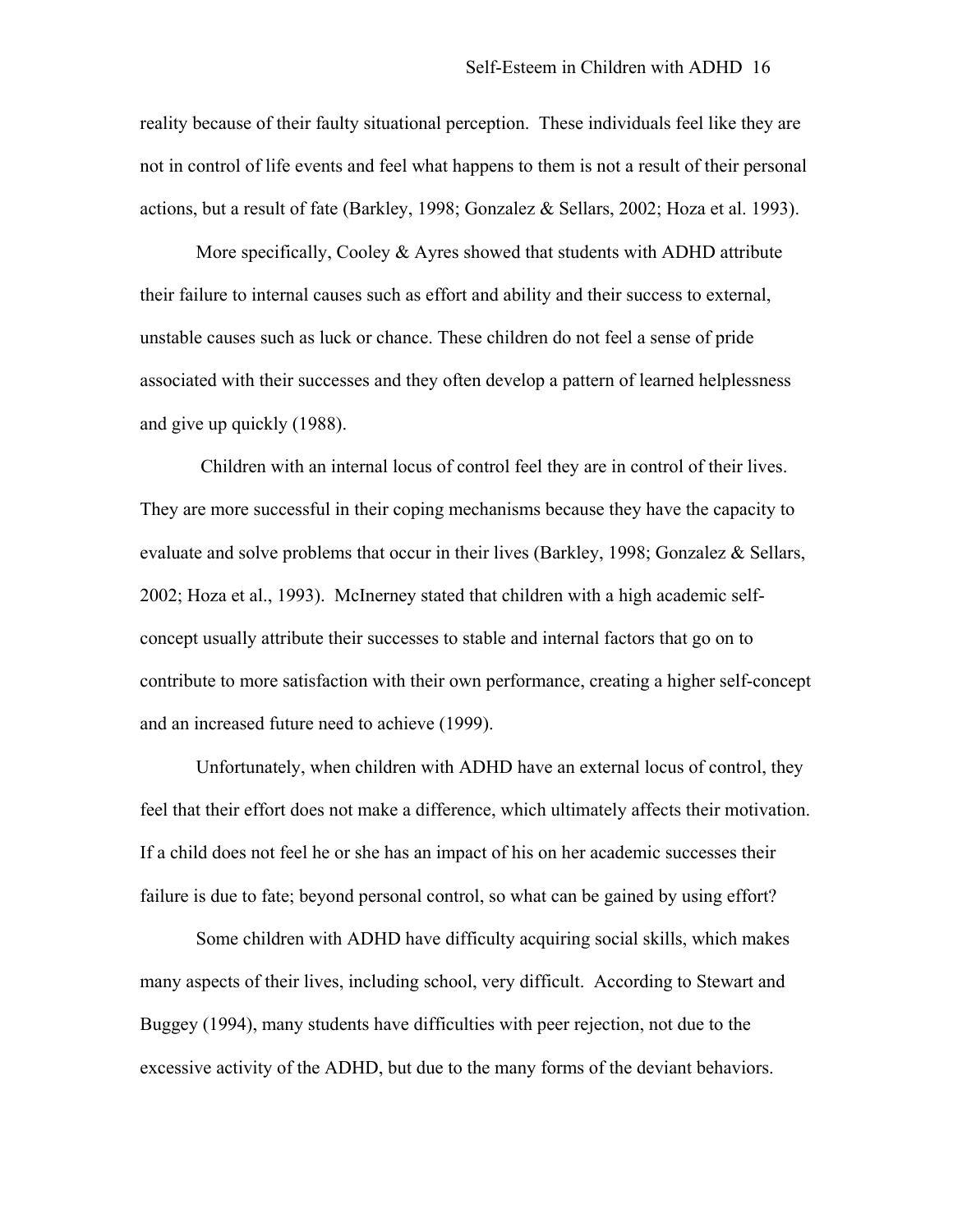reality because of their faulty situational perception. These individuals feel like they are not in control of life events and feel what happens to them is not a result of their personal actions, but a result of fate (Barkley, 1998; Gonzalez & Sellars, 2002; Hoza et al. 1993).

More specifically, Cooley & Ayres showed that students with ADHD attribute their failure to internal causes such as effort and ability and their success to external, unstable causes such as luck or chance. These children do not feel a sense of pride associated with their successes and they often develop a pattern of learned helplessness and give up quickly (1988).

Children with an internal locus of control feel they are in control of their lives. They are more successful in their coping mechanisms because they have the capacity to evaluate and solve problems that occur in their lives (Barkley, 1998; Gonzalez & Sellars, 2002; Hoza et al., 1993). McInerney stated that children with a high academic self-concept usually attribute their successes to stable and internal factors that go on to contribute to more satisfaction with their own performance, creating a higher self-concept and an increased future need to achieve (1999).

Unfortunately, when children with ADHD have an external locus of control, they feel that their effort does not make a difference, which ultimately affects their motivation. If a child does not feel he or she has an impact of his on her academic successes their failure is due to fate; beyond personal control, so what can be gained by using effort?

Some children with ADHD have difficulty acquiring social skills, which makes many aspects of their lives, including school, very difficult. According to Stewart and Buggey (1994), many students have difficulties with peer rejection, not due to the excessive activity of the ADHD, but due to the many forms of the deviant behaviors.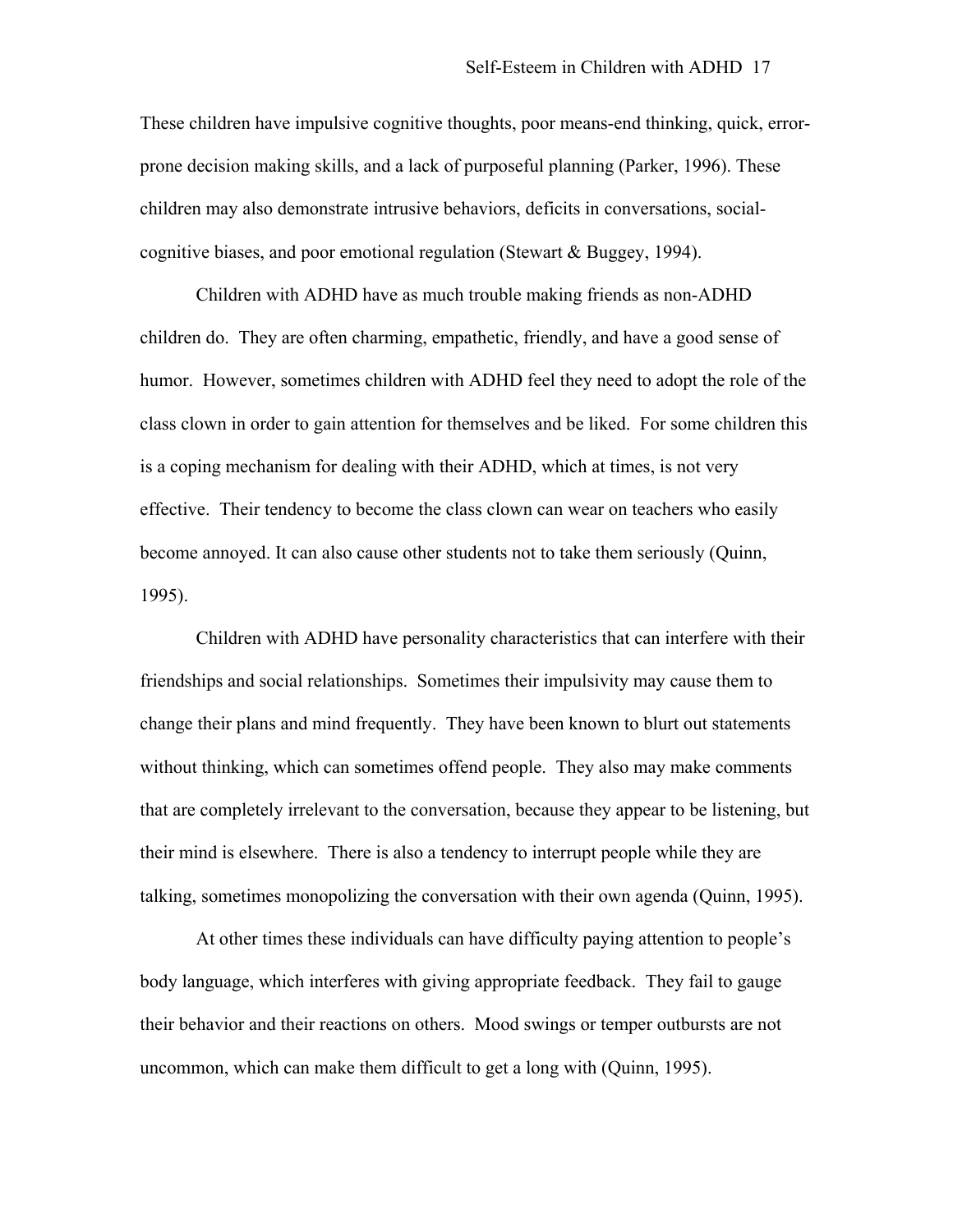These children have impulsive cognitive thoughts, poor means-end thinking, quick, error-prone decision making skills, and a lack of purposeful planning (Parker, 1996). These children may also demonstrate intrusive behaviors, deficits in conversations, social-cognitive biases, and poor emotional regulation (Stewart & Buggey, 1994).

Children with ADHD have as much trouble making friends as non-ADHD children do. They are often charming, empathetic, friendly, and have a good sense of humor. However, sometimes children with ADHD feel they need to adopt the role of the class clown in order to gain attention for themselves and be liked. For some children this is a coping mechanism for dealing with their ADHD, which at times, is not very effective. Their tendency to become the class clown can wear on teachers who easily become annoyed. It can also cause other students not to take them seriously (Quinn, 1995).

Children with ADHD have personality characteristics that can interfere with their friendships and social relationships. Sometimes their impulsivity may cause them to change their plans and mind frequently. They have been known to blurt out statements without thinking, which can sometimes offend people. They also may make comments that are completely irrelevant to the conversation, because they appear to be listening, but their mind is elsewhere. There is also a tendency to interrupt people while they are talking, sometimes monopolizing the conversation with their own agenda (Quinn, 1995).

At other times these individuals can have difficulty paying attention to people's body language, which interferes with giving appropriate feedback. They fail to gauge their behavior and their reactions on others. Mood swings or temper outbursts are not uncommon, which can make them difficult to get a long with (Quinn, 1995).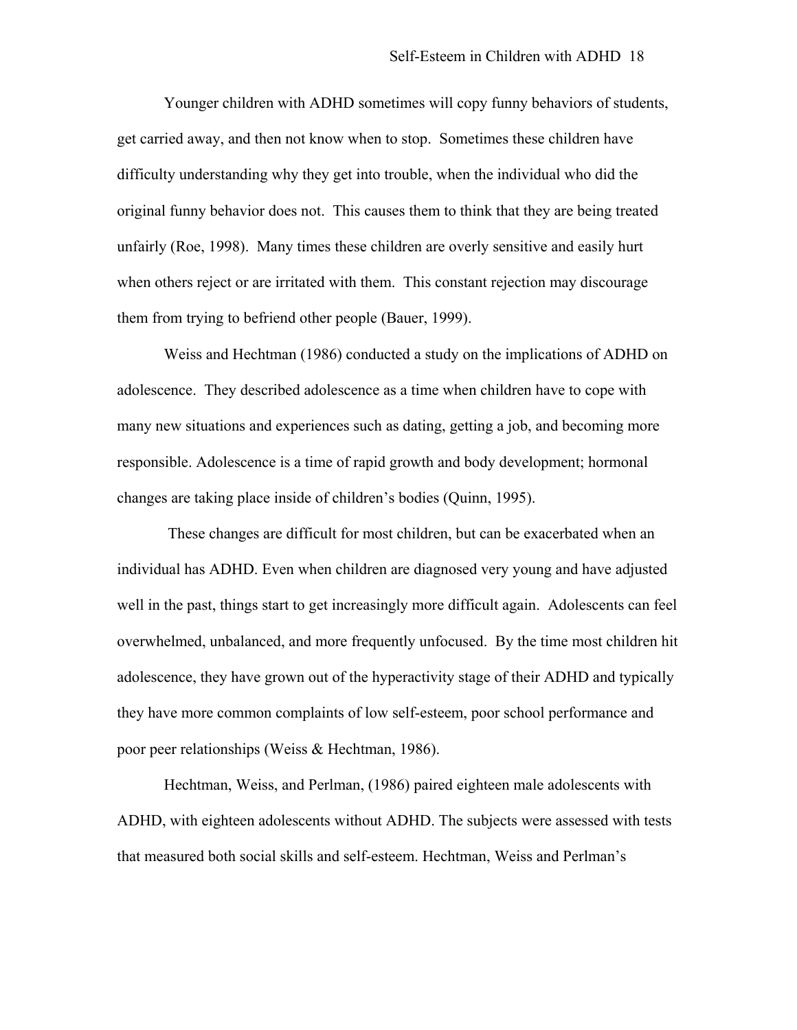Younger children with ADHD sometimes will copy funny behaviors of students, get carried away, and then not know when to stop. Sometimes these children have difficulty understanding why they get into trouble, when the individual who did the original funny behavior does not. This causes them to think that they are being treated unfairly (Roe, 1998). Many times these children are overly sensitive and easily hurt when others reject or are irritated with them. This constant rejection may discourage them from trying to befriend other people (Bauer, 1999).

Weiss and Hechtman (1986) conducted a study on the implications of ADHD on adolescence. They described adolescence as a time when children have to cope with many new situations and experiences such as dating, getting a job, and becoming more responsible. Adolescence is a time of rapid growth and body development; hormonal changes are taking place inside of children's bodies (Quinn, 1995).

These changes are difficult for most children, but can be exacerbated when an individual has ADHD. Even when children are diagnosed very young and have adjusted well in the past, things start to get increasingly more difficult again. Adolescents can feel overwhelmed, unbalanced, and more frequently unfocused. By the time most children hit adolescence, they have grown out of the hyperactivity stage of their ADHD and typically they have more common complaints of low self-esteem, poor school performance and poor peer relationships (Weiss & Hechtman, 1986).

Hechtman, Weiss, and Perlman, (1986) paired eighteen male adolescents with ADHD, with eighteen adolescents without ADHD. The subjects were assessed with tests that measured both social skills and self-esteem. Hechtman, Weiss and Perlman's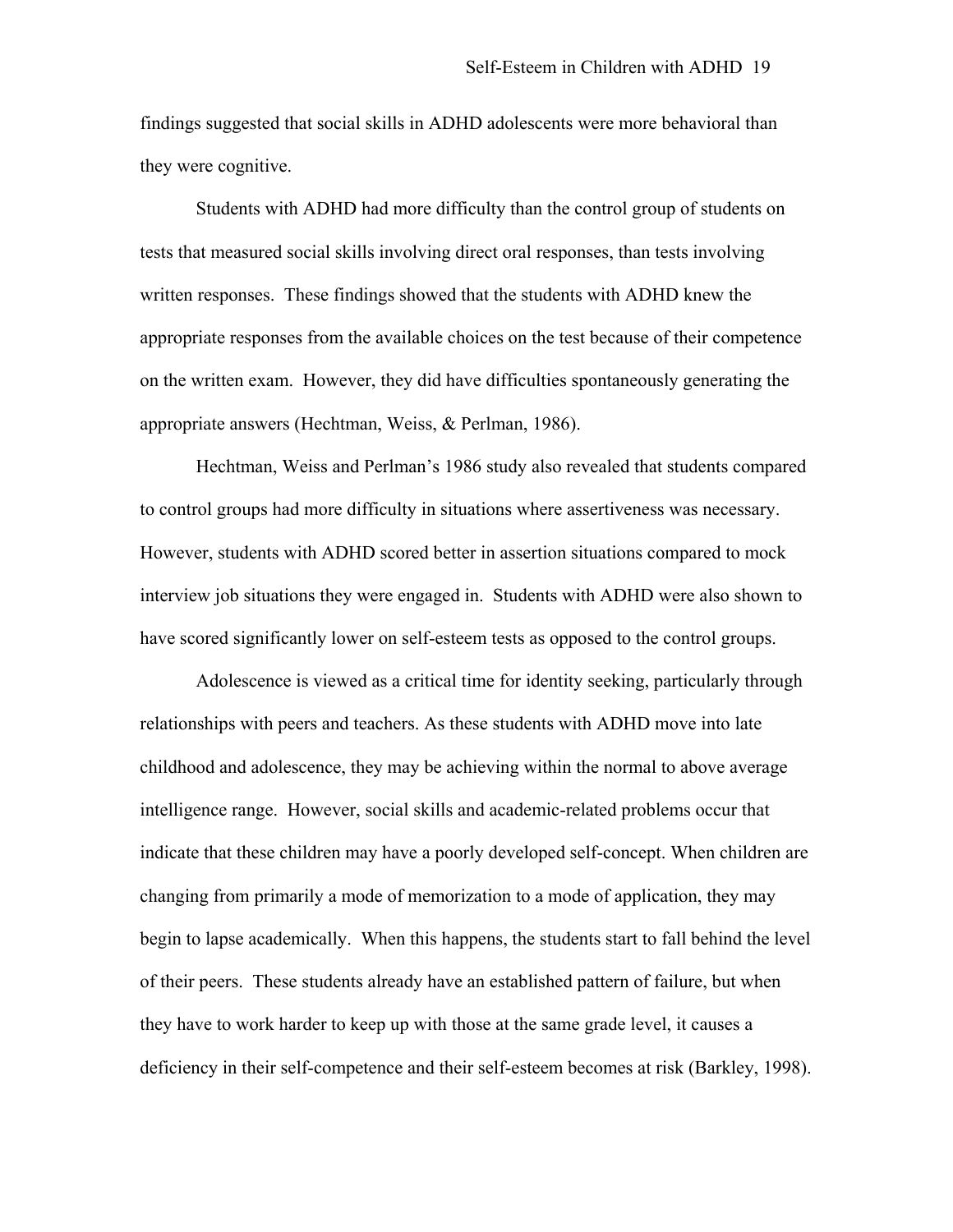findings suggested that social skills in ADHD adolescents were more behavioral than they were cognitive.

Students with ADHD had more difficulty than the control group of students on tests that measured social skills involving direct oral responses, than tests involving written responses. These findings showed that the students with ADHD knew the appropriate responses from the available choices on the test because of their competence on the written exam. However, they did have difficulties spontaneously generating the appropriate answers (Hechtman, Weiss, & Perlman, 1986).

Hechtman, Weiss and Perlman's 1986 study also revealed that students compared to control groups had more difficulty in situations where assertiveness was necessary. However, students with ADHD scored better in assertion situations compared to mock interview job situations they were engaged in. Students with ADHD were also shown to have scored significantly lower on self-esteem tests as opposed to the control groups.

Adolescence is viewed as a critical time for identity seeking, particularly through relationships with peers and teachers. As these students with ADHD move into late childhood and adolescence, they may be achieving within the normal to above average intelligence range. However, social skills and academic-related problems occur that indicate that these children may have a poorly developed self-concept. When children are changing from primarily a mode of memorization to a mode of application, they may begin to lapse academically. When this happens, the students start to fall behind the level of their peers. These students already have an established pattern of failure, but when they have to work harder to keep up with those at the same grade level, it causes a deficiency in their self-competence and their self-esteem becomes at risk (Barkley, 1998).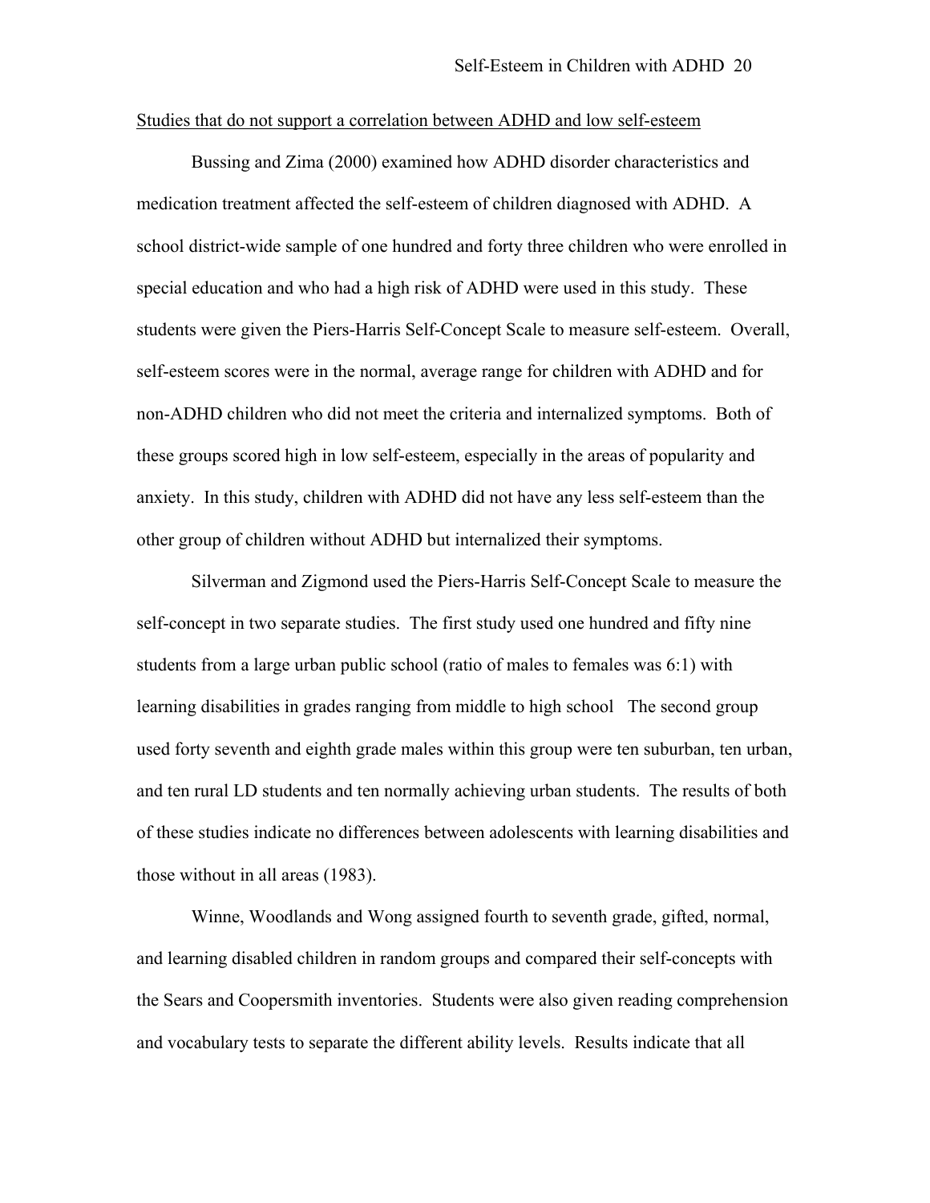Studies that do not support a correlation between ADHD and low self-esteem

Bussing and Zima (2000) examined how ADHD disorder characteristics and medication treatment affected the self-esteem of children diagnosed with ADHD. A school district-wide sample of one hundred and forty three children who were enrolled in special education and who had a high risk of ADHD were used in this study. These students were given the Piers-Harris Self-Concept Scale to measure self-esteem. Overall, self-esteem scores were in the normal, average range for children with ADHD and for non-ADHD children who did not meet the criteria and internalized symptoms. Both of these groups scored high in low self-esteem, especially in the areas of popularity and anxiety. In this study, children with ADHD did not have any less self-esteem than the other group of children without ADHD but internalized their symptoms.

Silverman and Zigmond used the Piers-Harris Self-Concept Scale to measure the self-concept in two separate studies. The first study used one hundred and fifty nine students from a large urban public school (ratio of males to females was 6:1) with learning disabilities in grades ranging from middle to high school The second group used forty seventh and eighth grade males within this group were ten suburban, ten urban, and ten rural LD students and ten normally achieving urban students. The results of both of these studies indicate no differences between adolescents with learning disabilities and those without in all areas (1983).

Winne, Woodlands and Wong assigned fourth to seventh grade, gifted, normal, and learning disabled children in random groups and compared their self-concepts with the Sears and Coopersmith inventories. Students were also given reading comprehension and vocabulary tests to separate the different ability levels. Results indicate that all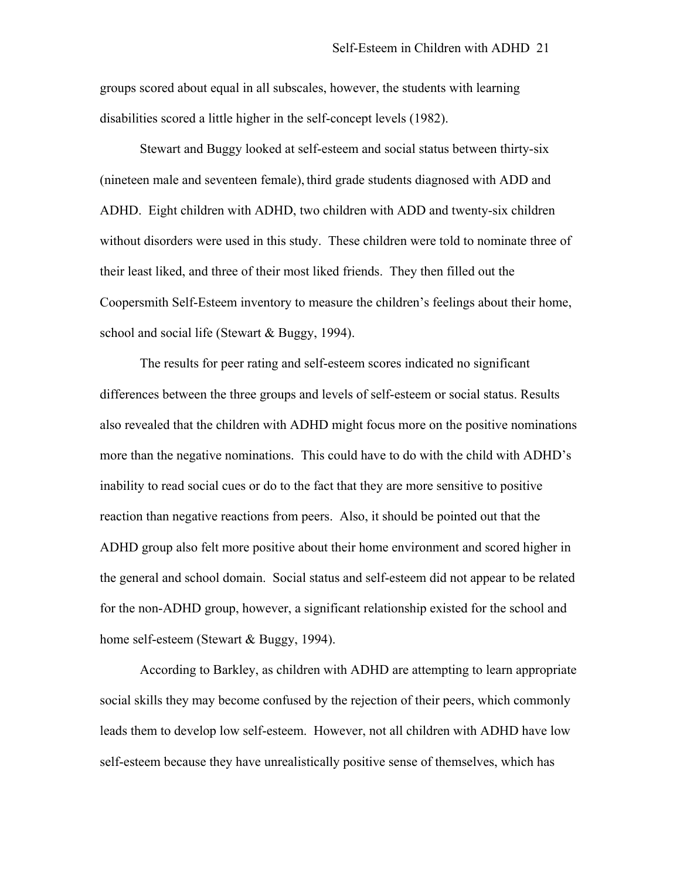groups scored about equal in all subscales, however, the students with learning disabilities scored a little higher in the self-concept levels (1982).

Stewart and Buggy looked at self-esteem and social status between thirty-six (nineteen male and seventeen female), third grade students diagnosed with ADD and ADHD. Eight children with ADHD, two children with ADD and twenty-six children without disorders were used in this study. These children were told to nominate three of their least liked, and three of their most liked friends. They then filled out the Coopersmith Self-Esteem inventory to measure the children's feelings about their home, school and social life (Stewart & Buggy, 1994).

The results for peer rating and self-esteem scores indicated no significant differences between the three groups and levels of self-esteem or social status. Results also revealed that the children with ADHD might focus more on the positive nominations more than the negative nominations. This could have to do with the child with ADHD's inability to read social cues or do to the fact that they are more sensitive to positive reaction than negative reactions from peers. Also, it should be pointed out that the ADHD group also felt more positive about their home environment and scored higher in the general and school domain. Social status and self-esteem did not appear to be related for the non-ADHD group, however, a significant relationship existed for the school and home self-esteem (Stewart & Buggy, 1994).

According to Barkley, as children with ADHD are attempting to learn appropriate social skills they may become confused by the rejection of their peers, which commonly leads them to develop low self-esteem. However, not all children with ADHD have low self-esteem because they have unrealistically positive sense of themselves, which has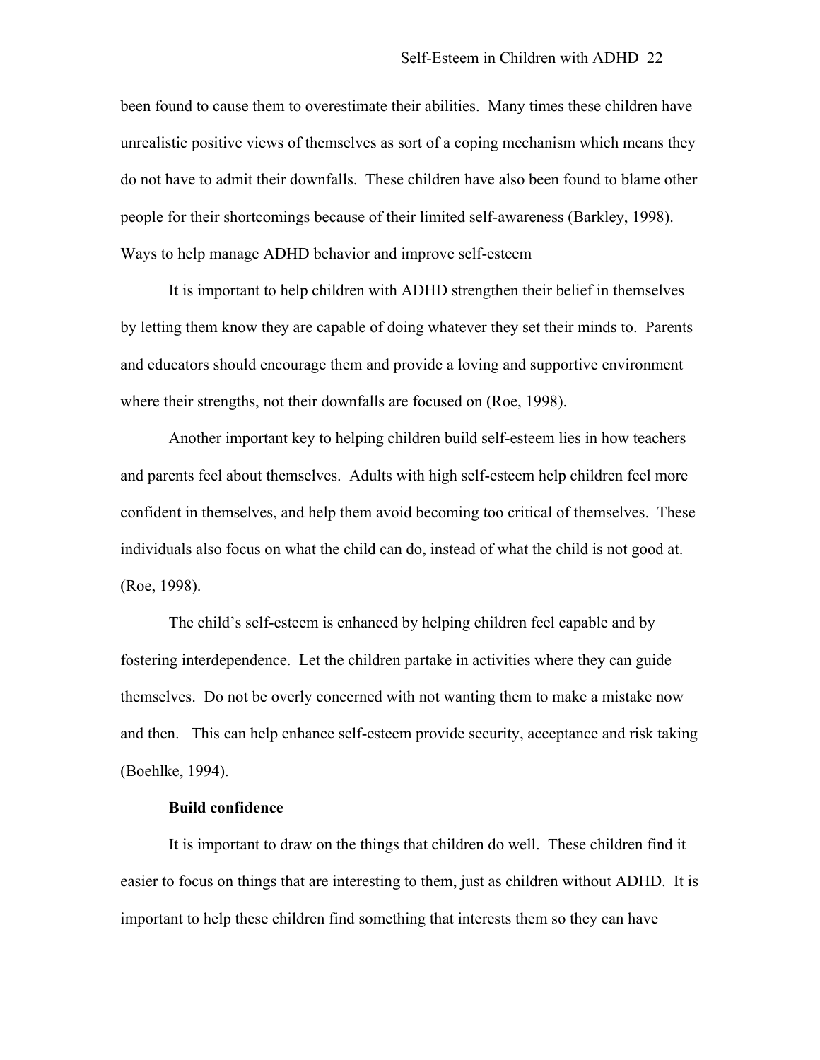been found to cause them to overestimate their abilities. Many times these children have unrealistic positive views of themselves as sort of a coping mechanism which means they do not have to admit their downfalls. These children have also been found to blame other people for their shortcomings because of their limited self-awareness (Barkley, 1998).

<u>Ways to help manage ADHD behavior and improve self-esteem</u>

It is important to help children with ADHD strengthen their belief in themselves by letting them know they are capable of doing whatever they set their minds to. Parents and educators should encourage them and provide a loving and supportive environment where their strengths, not their downfalls are focused on (Roe, 1998).

Another important key to helping children build self-esteem lies in how teachers and parents feel about themselves. Adults with high self-esteem help children feel more confident in themselves, and help them avoid becoming too critical of themselves. These individuals also focus on what the child can do, instead of what the child is not good at. (Roe, 1998).

The child's self-esteem is enhanced by helping children feel capable and by fostering interdependence. Let the children partake in activities where they can guide themselves. Do not be overly concerned with not wanting them to make a mistake now and then. This can help enhance self-esteem provide security, acceptance and risk taking (Boehlke, 1994).

**Build confidence**

It is important to draw on the things that children do well. These children find it easier to focus on things that are interesting to them, just as children without ADHD. It is important to help these children find something that interests them so they can have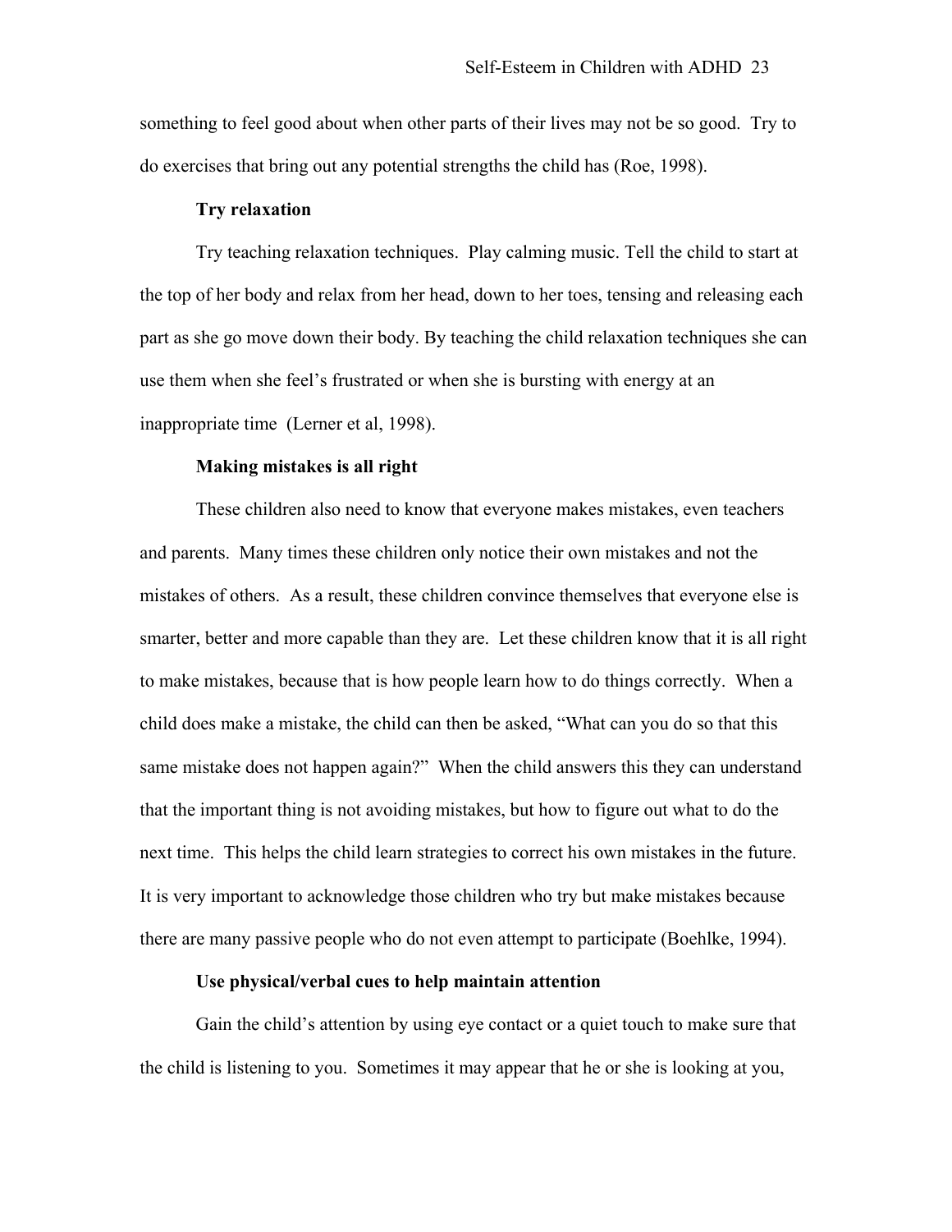something to feel good about when other parts of their lives may not be so good. Try to do exercises that bring out any potential strengths the child has (Roe, 1998).

**Try relaxation**

Try teaching relaxation techniques. Play calming music. Tell the child to start at the top of her body and relax from her head, down to her toes, tensing and releasing each part as she go move down their body. By teaching the child relaxation techniques she can use them when she feel's frustrated or when she is bursting with energy at an inappropriate time (Lerner et al, 1998).

**Making mistakes is all right**

These children also need to know that everyone makes mistakes, even teachers and parents. Many times these children only notice their own mistakes and not the mistakes of others. As a result, these children convince themselves that everyone else is smarter, better and more capable than they are. Let these children know that it is all right to make mistakes, because that is how people learn how to do things correctly. When a child does make a mistake, the child can then be asked, "What can you do so that this same mistake does not happen again?" When the child answers this they can understand that the important thing is not avoiding mistakes, but how to figure out what to do the next time. This helps the child learn strategies to correct his own mistakes in the future. It is very important to acknowledge those children who try but make mistakes because there are many passive people who do not even attempt to participate (Boehlke, 1994).

**Use physical/verbal cues to help maintain attention**

Gain the child's attention by using eye contact or a quiet touch to make sure that the child is listening to you. Sometimes it may appear that he or she is looking at you,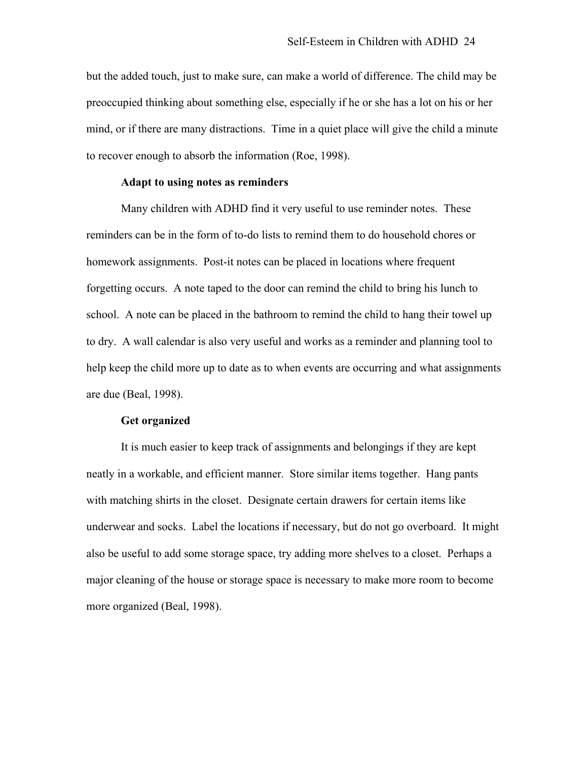but the added touch, just to make sure, can make a world of difference. The child may be preoccupied thinking about something else, especially if he or she has a lot on his or her mind, or if there are many distractions. Time in a quiet place will give the child a minute to recover enough to absorb the information (Roe, 1998).

**Adapt to using notes as reminders**

Many children with ADHD find it very useful to use reminder notes. These reminders can be in the form of to-do lists to remind them to do household chores or homework assignments. Post-it notes can be placed in locations where frequent forgetting occurs. A note taped to the door can remind the child to bring his lunch to school. A note can be placed in the bathroom to remind the child to hang their towel up to dry. A wall calendar is also very useful and works as a reminder and planning tool to help keep the child more up to date as to when events are occurring and what assignments are due (Beal, 1998).

**Get organized**

It is much easier to keep track of assignments and belongings if they are kept neatly in a workable, and efficient manner. Store similar items together. Hang pants with matching shirts in the closet. Designate certain drawers for certain items like underwear and socks. Label the locations if necessary, but do not go overboard. It might also be useful to add some storage space, try adding more shelves to a closet. Perhaps a major cleaning of the house or storage space is necessary to make more room to become more organized (Beal, 1998).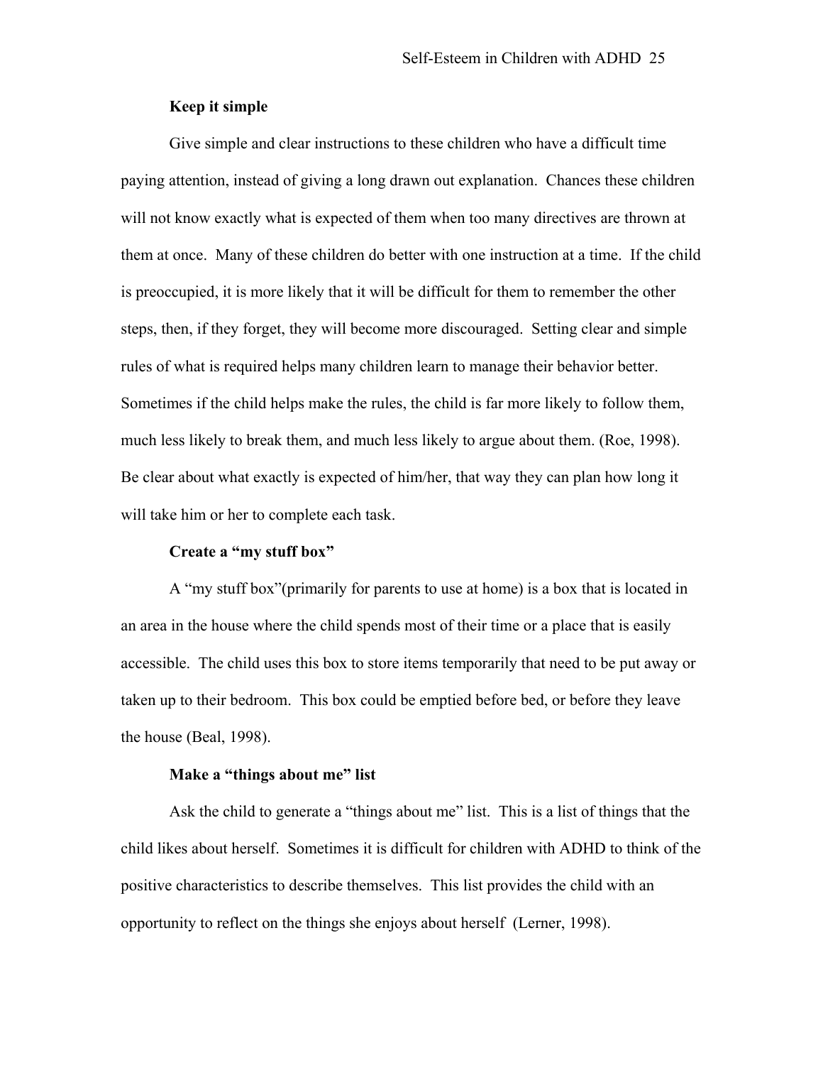**Keep it simple**

Give simple and clear instructions to these children who have a difficult time paying attention, instead of giving a long drawn out explanation. Chances these children will not know exactly what is expected of them when too many directives are thrown at them at once. Many of these children do better with one instruction at a time. If the child is preoccupied, it is more likely that it will be difficult for them to remember the other steps, then, if they forget, they will become more discouraged. Setting clear and simple rules of what is required helps many children learn to manage their behavior better. Sometimes if the child helps make the rules, the child is far more likely to follow them, much less likely to break them, and much less likely to argue about them. (Roe, 1998). Be clear about what exactly is expected of him/her, that way they can plan how long it will take him or her to complete each task.

**Create a "my stuff box"**

A "my stuff box"(primarily for parents to use at home) is a box that is located in an area in the house where the child spends most of their time or a place that is easily accessible. The child uses this box to store items temporarily that need to be put away or taken up to their bedroom. This box could be emptied before bed, or before they leave the house (Beal, 1998).

**Make a "things about me" list**

Ask the child to generate a "things about me" list. This is a list of things that the child likes about herself. Sometimes it is difficult for children with ADHD to think of the positive characteristics to describe themselves. This list provides the child with an opportunity to reflect on the things she enjoys about herself (Lerner, 1998).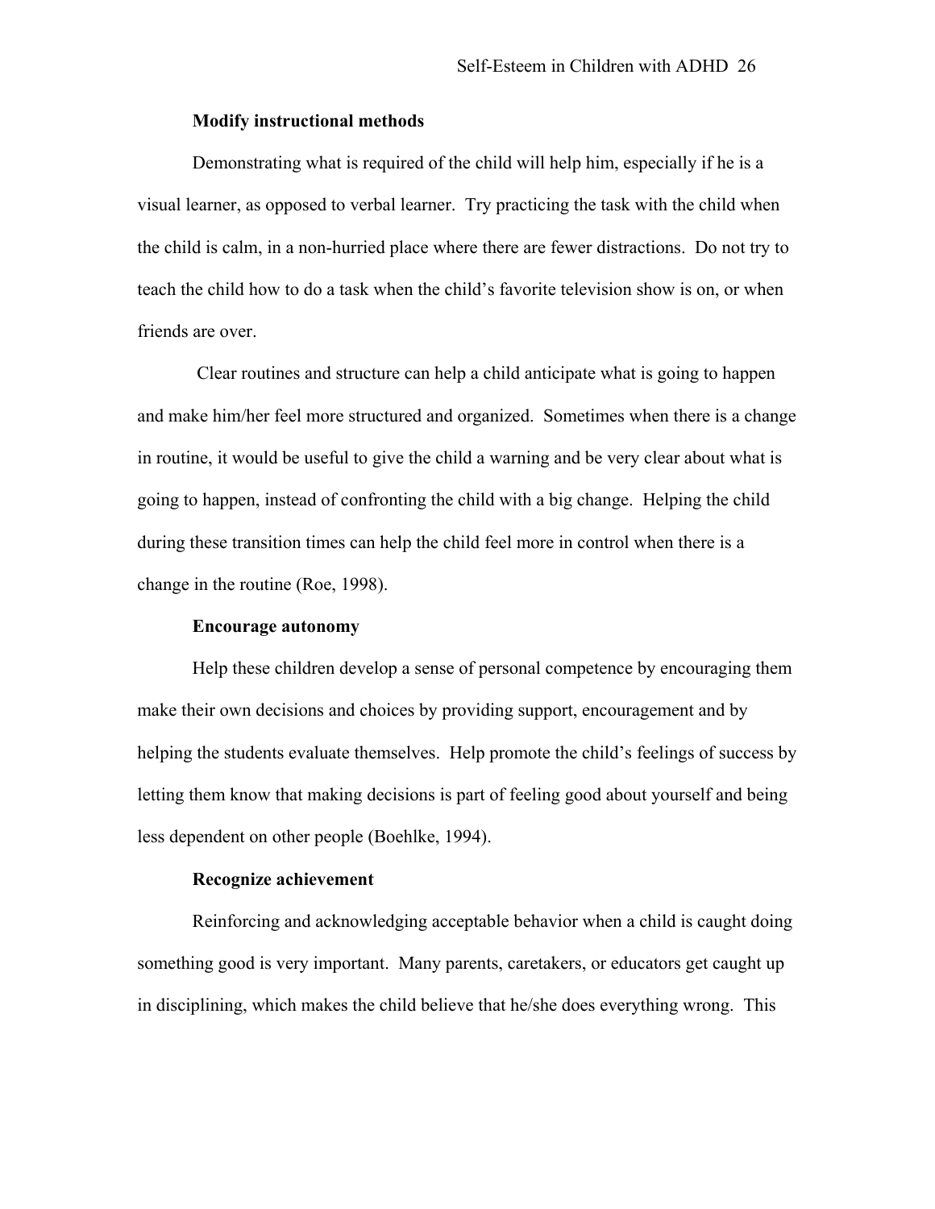**Modify instructional methods**

Demonstrating what is required of the child will help him, especially if he is a visual learner, as opposed to verbal learner. Try practicing the task with the child when the child is calm, in a non-hurried place where there are fewer distractions. Do not try to teach the child how to do a task when the child's favorite television show is on, or when friends are over.

Clear routines and structure can help a child anticipate what is going to happen and make him/her feel more structured and organized. Sometimes when there is a change in routine, it would be useful to give the child a warning and be very clear about what is going to happen, instead of confronting the child with a big change. Helping the child during these transition times can help the child feel more in control when there is a change in the routine (Roe, 1998).

**Encourage autonomy**

Help these children develop a sense of personal competence by encouraging them make their own decisions and choices by providing support, encouragement and by helping the students evaluate themselves. Help promote the child's feelings of success by letting them know that making decisions is part of feeling good about yourself and being less dependent on other people (Boehlke, 1994).

**Recognize achievement**

Reinforcing and acknowledging acceptable behavior when a child is caught doing something good is very important. Many parents, caretakers, or educators get caught up in disciplining, which makes the child believe that he/she does everything wrong. This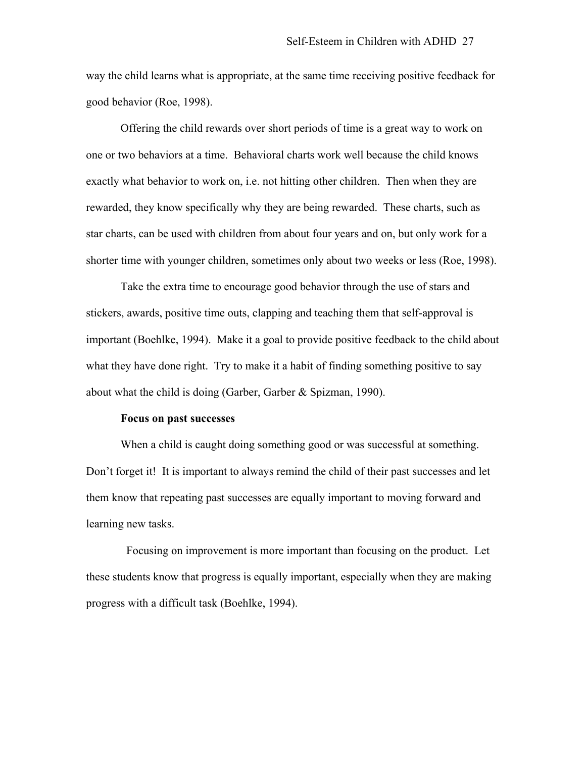way the child learns what is appropriate, at the same time receiving positive feedback for good behavior (Roe, 1998).

Offering the child rewards over short periods of time is a great way to work on one or two behaviors at a time. Behavioral charts work well because the child knows exactly what behavior to work on, i.e. not hitting other children. Then when they are rewarded, they know specifically why they are being rewarded. These charts, such as star charts, can be used with children from about four years and on, but only work for a shorter time with younger children, sometimes only about two weeks or less (Roe, 1998).

Take the extra time to encourage good behavior through the use of stars and stickers, awards, positive time outs, clapping and teaching them that self-approval is important (Boehlke, 1994). Make it a goal to provide positive feedback to the child about what they have done right. Try to make it a habit of finding something positive to say about what the child is doing (Garber, Garber & Spizman, 1990).

**Focus on past successes**

When a child is caught doing something good or was successful at something. Don't forget it! It is important to always remind the child of their past successes and let them know that repeating past successes are equally important to moving forward and learning new tasks.

Focusing on improvement is more important than focusing on the product. Let these students know that progress is equally important, especially when they are making progress with a difficult task (Boehlke, 1994).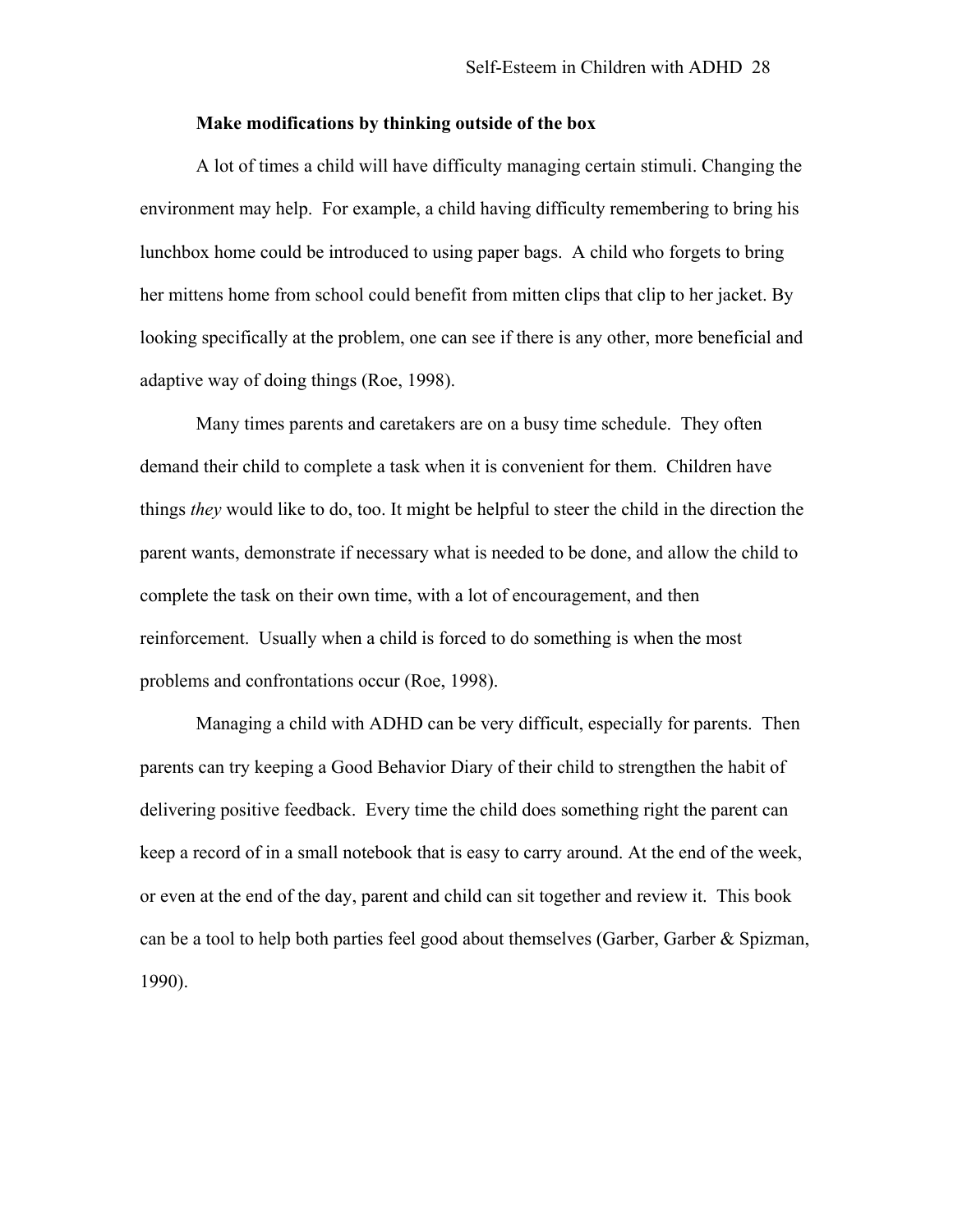**Make modifications by thinking outside of the box**

A lot of times a child will have difficulty managing certain stimuli. Changing the environment may help. For example, a child having difficulty remembering to bring his lunchbox home could be introduced to using paper bags. A child who forgets to bring her mittens home from school could benefit from mitten clips that clip to her jacket. By looking specifically at the problem, one can see if there is any other, more beneficial and adaptive way of doing things (Roe, 1998).

Many times parents and caretakers are on a busy time schedule. They often demand their child to complete a task when it is convenient for them. Children have things *they* would like to do, too. It might be helpful to steer the child in the direction the parent wants, demonstrate if necessary what is needed to be done, and allow the child to complete the task on their own time, with a lot of encouragement, and then reinforcement. Usually when a child is forced to do something is when the most problems and confrontations occur (Roe, 1998).

Managing a child with ADHD can be very difficult, especially for parents. Then parents can try keeping a Good Behavior Diary of their child to strengthen the habit of delivering positive feedback. Every time the child does something right the parent can keep a record of in a small notebook that is easy to carry around. At the end of the week, or even at the end of the day, parent and child can sit together and review it. This book can be a tool to help both parties feel good about themselves (Garber, Garber & Spizman, 1990).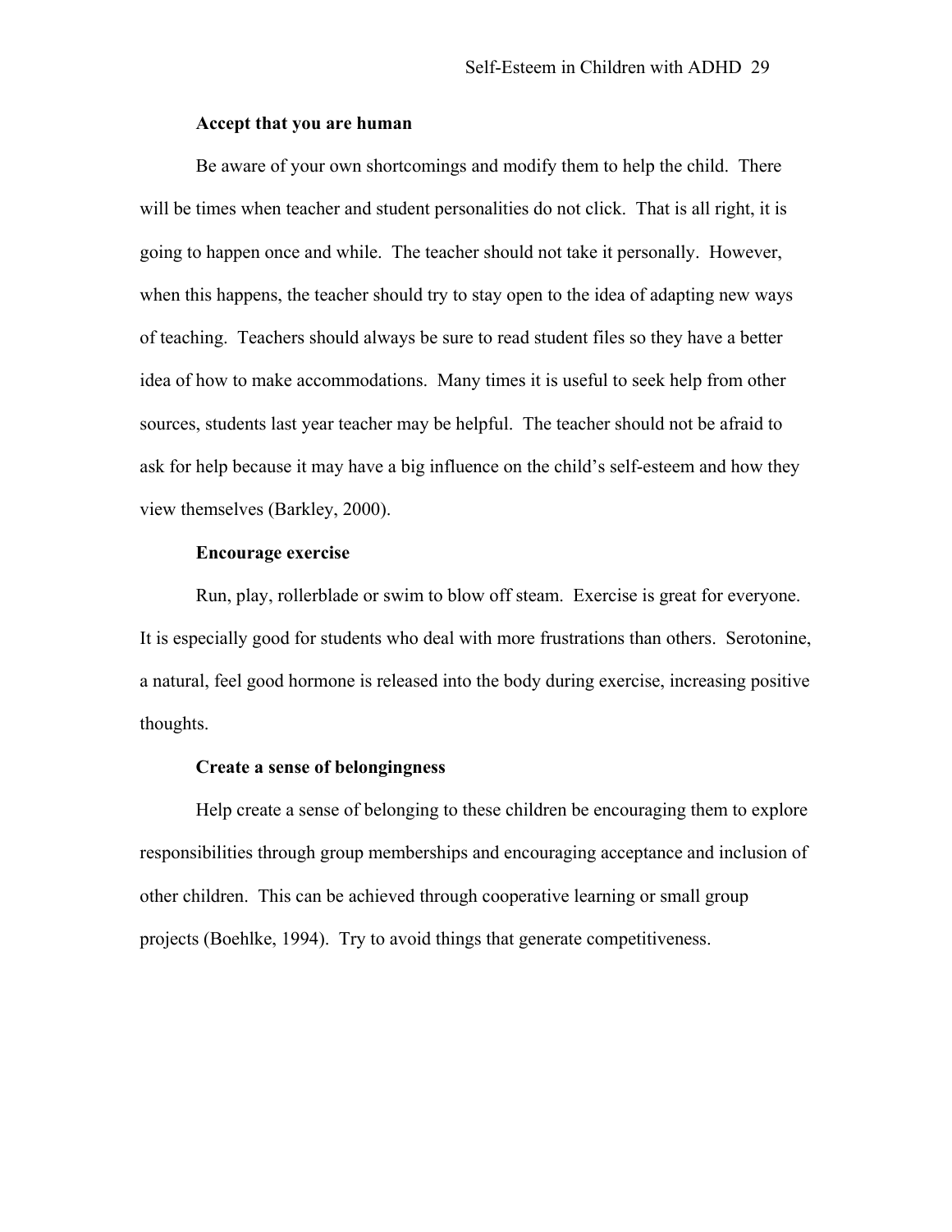**Accept that you are human**

Be aware of your own shortcomings and modify them to help the child. There will be times when teacher and student personalities do not click. That is all right, it is going to happen once and while. The teacher should not take it personally. However, when this happens, the teacher should try to stay open to the idea of adapting new ways of teaching. Teachers should always be sure to read student files so they have a better idea of how to make accommodations. Many times it is useful to seek help from other sources, students last year teacher may be helpful. The teacher should not be afraid to ask for help because it may have a big influence on the child's self-esteem and how they view themselves (Barkley, 2000).

**Encourage exercise**

Run, play, rollerblade or swim to blow off steam. Exercise is great for everyone. It is especially good for students who deal with more frustrations than others. Serotonine, a natural, feel good hormone is released into the body during exercise, increasing positive thoughts.

**Create a sense of belongingness**

Help create a sense of belonging to these children be encouraging them to explore responsibilities through group memberships and encouraging acceptance and inclusion of other children. This can be achieved through cooperative learning or small group projects (Boehlke, 1994). Try to avoid things that generate competitiveness.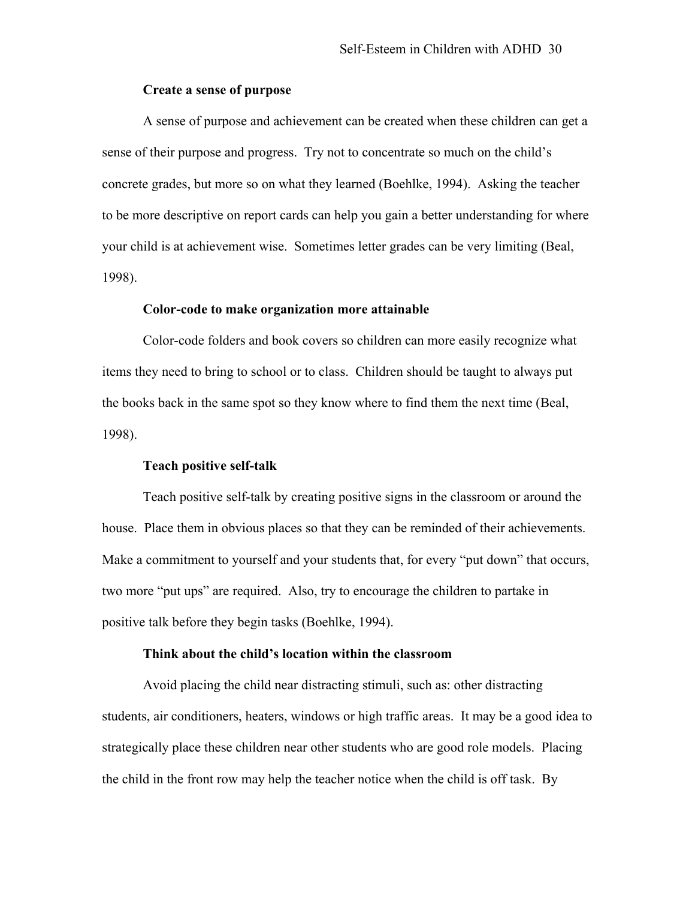**Create a sense of purpose**

A sense of purpose and achievement can be created when these children can get a sense of their purpose and progress. Try not to concentrate so much on the child's concrete grades, but more so on what they learned (Boehlke, 1994). Asking the teacher to be more descriptive on report cards can help you gain a better understanding for where your child is at achievement wise. Sometimes letter grades can be very limiting (Beal, 1998).

**Color-code to make organization more attainable**

Color-code folders and book covers so children can more easily recognize what items they need to bring to school or to class. Children should be taught to always put the books back in the same spot so they know where to find them the next time (Beal, 1998).

**Teach positive self-talk**

Teach positive self-talk by creating positive signs in the classroom or around the house. Place them in obvious places so that they can be reminded of their achievements. Make a commitment to yourself and your students that, for every "put down" that occurs, two more "put ups" are required. Also, try to encourage the children to partake in positive talk before they begin tasks (Boehlke, 1994).

**Think about the child's location within the classroom**

Avoid placing the child near distracting stimuli, such as: other distracting students, air conditioners, heaters, windows or high traffic areas. It may be a good idea to strategically place these children near other students who are good role models. Placing the child in the front row may help the teacher notice when the child is off task. By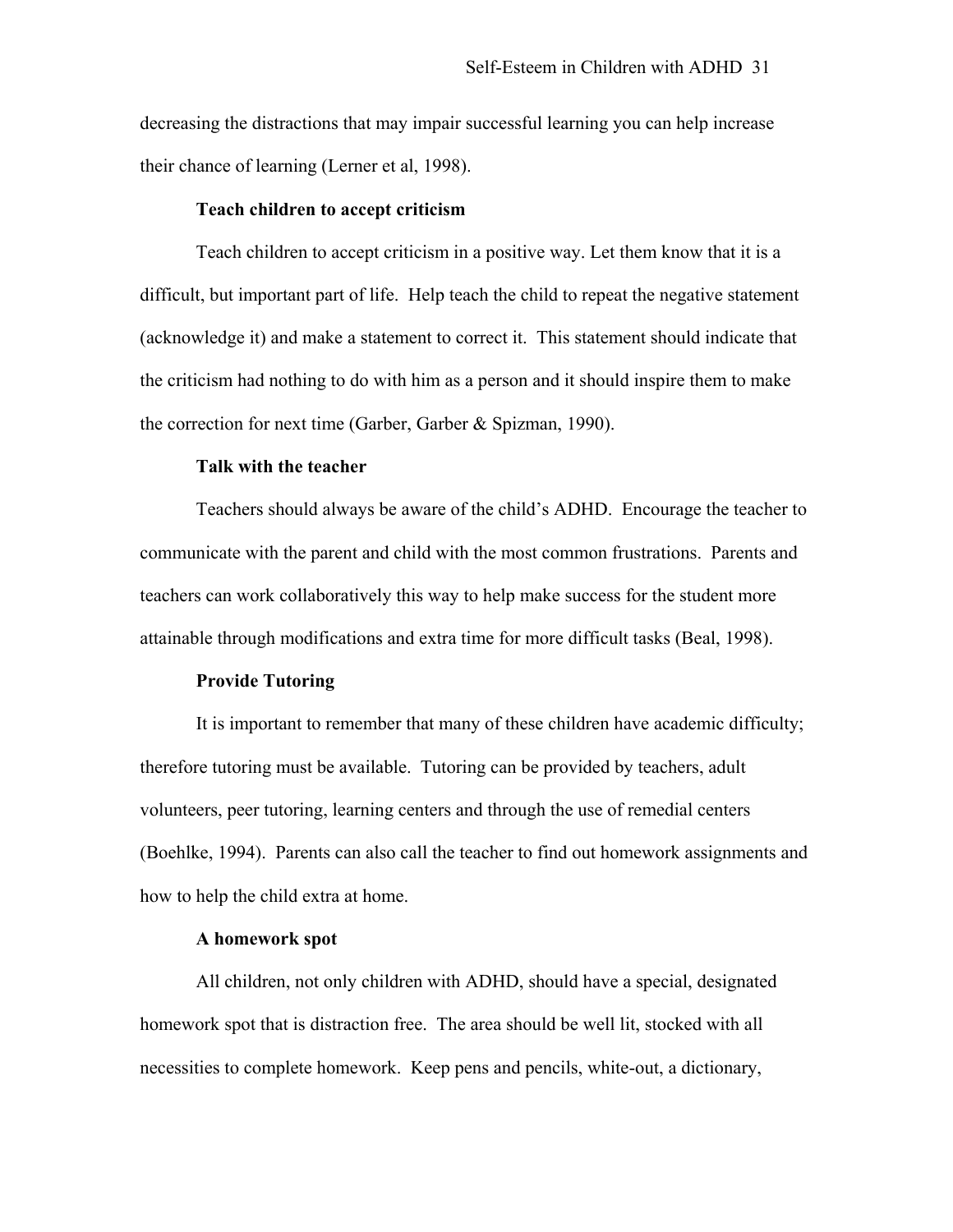decreasing the distractions that may impair successful learning you can help increase their chance of learning (Lerner et al, 1998).

**Teach children to accept criticism**

Teach children to accept criticism in a positive way. Let them know that it is a difficult, but important part of life. Help teach the child to repeat the negative statement (acknowledge it) and make a statement to correct it. This statement should indicate that the criticism had nothing to do with him as a person and it should inspire them to make the correction for next time (Garber, Garber & Spizman, 1990).

**Talk with the teacher**

Teachers should always be aware of the child's ADHD. Encourage the teacher to communicate with the parent and child with the most common frustrations. Parents and teachers can work collaboratively this way to help make success for the student more attainable through modifications and extra time for more difficult tasks (Beal, 1998).

**Provide Tutoring**

It is important to remember that many of these children have academic difficulty; therefore tutoring must be available. Tutoring can be provided by teachers, adult volunteers, peer tutoring, learning centers and through the use of remedial centers (Boehlke, 1994). Parents can also call the teacher to find out homework assignments and how to help the child extra at home.

**A homework spot**

All children, not only children with ADHD, should have a special, designated homework spot that is distraction free. The area should be well lit, stocked with all necessities to complete homework. Keep pens and pencils, white-out, a dictionary,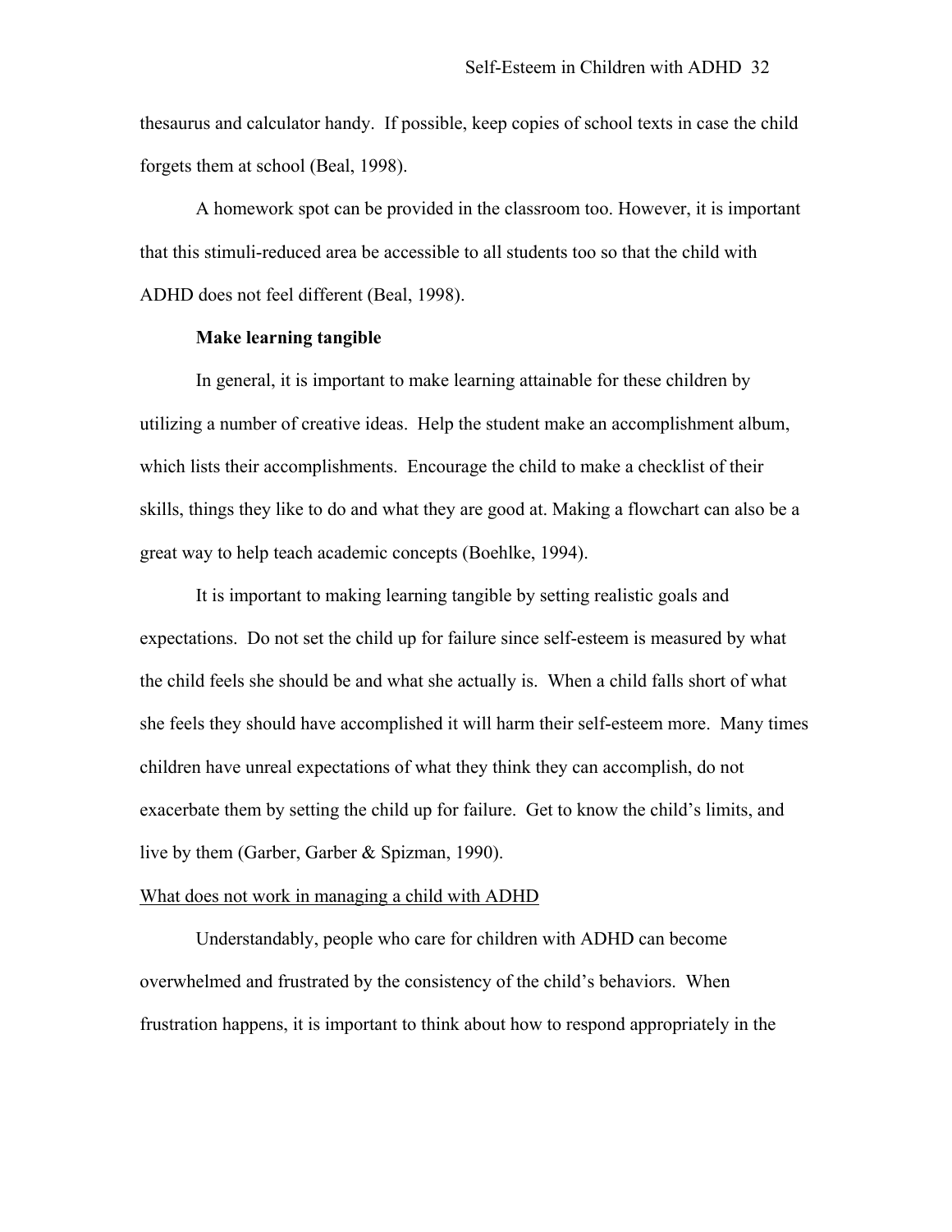thesaurus and calculator handy. If possible, keep copies of school texts in case the child forgets them at school (Beal, 1998).

A homework spot can be provided in the classroom too. However, it is important that this stimuli-reduced area be accessible to all students too so that the child with ADHD does not feel different (Beal, 1998).

**Make learning tangible**

In general, it is important to make learning attainable for these children by utilizing a number of creative ideas. Help the student make an accomplishment album, which lists their accomplishments. Encourage the child to make a checklist of their skills, things they like to do and what they are good at. Making a flowchart can also be a great way to help teach academic concepts (Boehlke, 1994).

It is important to making learning tangible by setting realistic goals and expectations. Do not set the child up for failure since self-esteem is measured by what the child feels she should be and what she actually is. When a child falls short of what she feels they should have accomplished it will harm their self-esteem more. Many times children have unreal expectations of what they think they can accomplish, do not exacerbate them by setting the child up for failure. Get to know the child's limits, and live by them (Garber, Garber & Spizman, 1990).

<u>What does not work in managing a child with ADHD</u>

Understandably, people who care for children with ADHD can become overwhelmed and frustrated by the consistency of the child's behaviors. When frustration happens, it is important to think about how to respond appropriately in the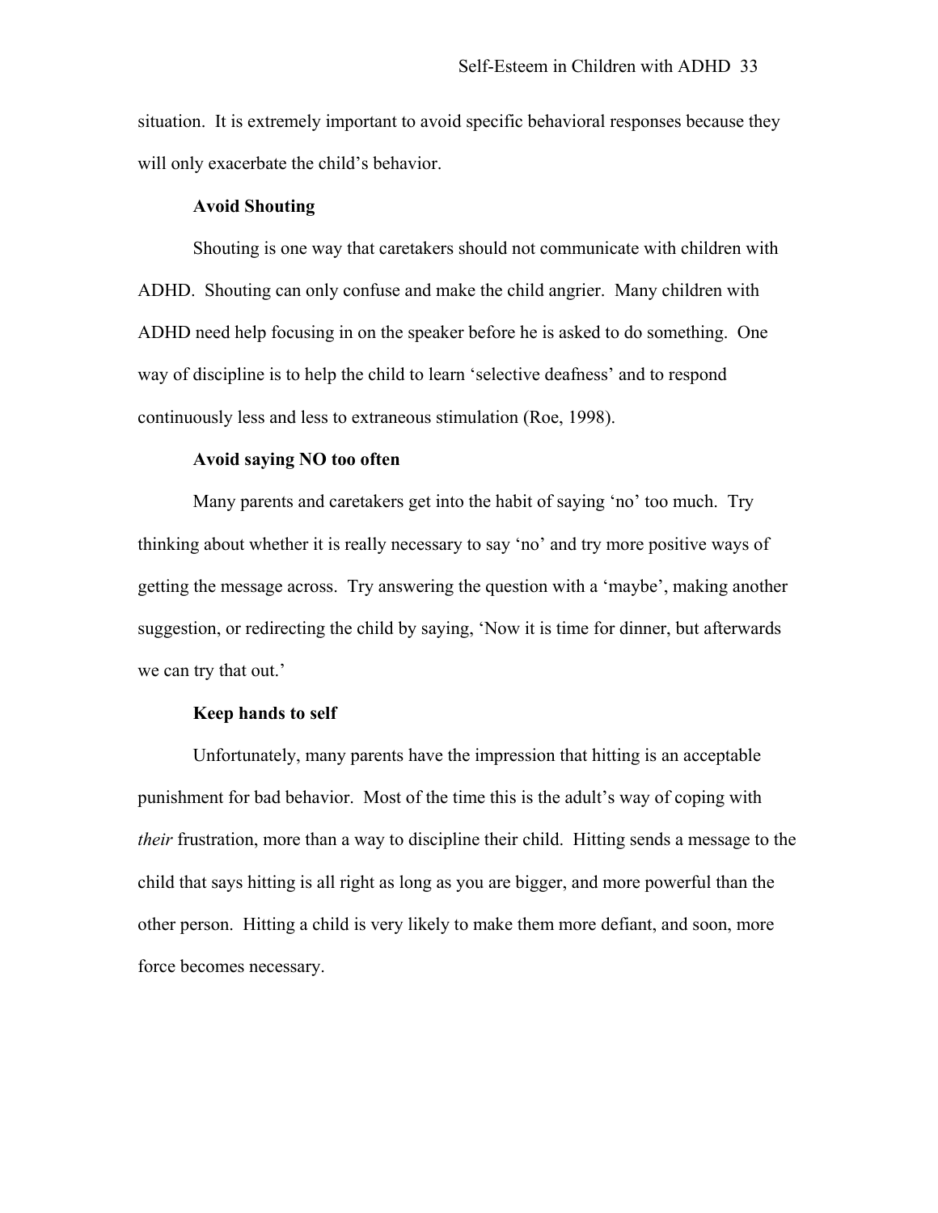situation. It is extremely important to avoid specific behavioral responses because they will only exacerbate the child's behavior.

**Avoid Shouting**

Shouting is one way that caretakers should not communicate with children with ADHD. Shouting can only confuse and make the child angrier. Many children with ADHD need help focusing in on the speaker before he is asked to do something. One way of discipline is to help the child to learn 'selective deafness' and to respond continuously less and less to extraneous stimulation (Roe, 1998).

**Avoid saying NO too often**

Many parents and caretakers get into the habit of saying 'no' too much. Try thinking about whether it is really necessary to say 'no' and try more positive ways of getting the message across. Try answering the question with a 'maybe', making another suggestion, or redirecting the child by saying, 'Now it is time for dinner, but afterwards we can try that out.'

**Keep hands to self**

Unfortunately, many parents have the impression that hitting is an acceptable punishment for bad behavior. Most of the time this is the adult's way of coping with *their* frustration, more than a way to discipline their child. Hitting sends a message to the child that says hitting is all right as long as you are bigger, and more powerful than the other person. Hitting a child is very likely to make them more defiant, and soon, more force becomes necessary.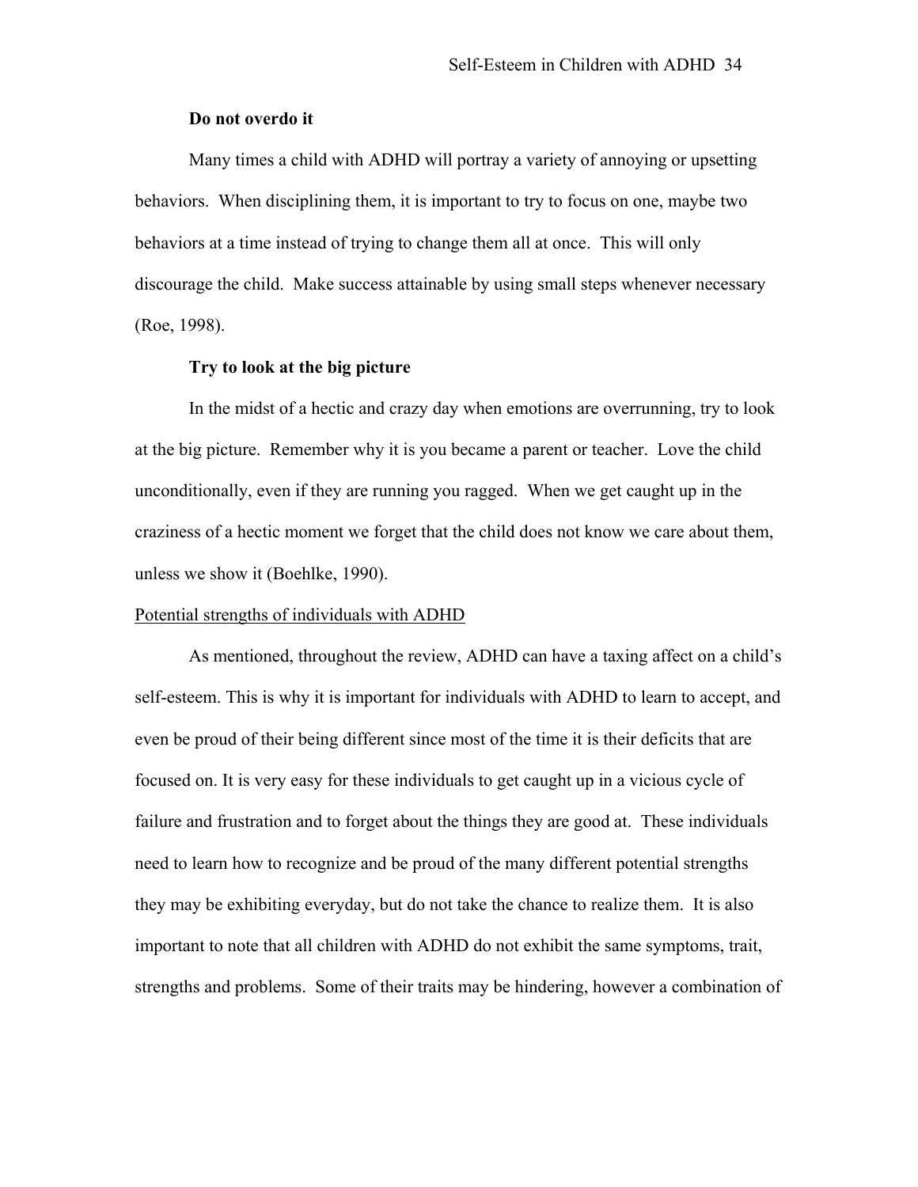**Do not overdo it**

Many times a child with ADHD will portray a variety of annoying or upsetting behaviors. When disciplining them, it is important to try to focus on one, maybe two behaviors at a time instead of trying to change them all at once. This will only discourage the child. Make success attainable by using small steps whenever necessary (Roe, 1998).

**Try to look at the big picture**

In the midst of a hectic and crazy day when emotions are overrunning, try to look at the big picture. Remember why it is you became a parent or teacher. Love the child unconditionally, even if they are running you ragged. When we get caught up in the craziness of a hectic moment we forget that the child does not know we care about them, unless we show it (Boehlke, 1990).

<u>Potential strengths of individuals with ADHD</u>

As mentioned, throughout the review, ADHD can have a taxing affect on a child's self-esteem. This is why it is important for individuals with ADHD to learn to accept, and even be proud of their being different since most of the time it is their deficits that are focused on. It is very easy for these individuals to get caught up in a vicious cycle of failure and frustration and to forget about the things they are good at. These individuals need to learn how to recognize and be proud of the many different potential strengths they may be exhibiting everyday, but do not take the chance to realize them. It is also important to note that all children with ADHD do not exhibit the same symptoms, trait, strengths and problems. Some of their traits may be hindering, however a combination of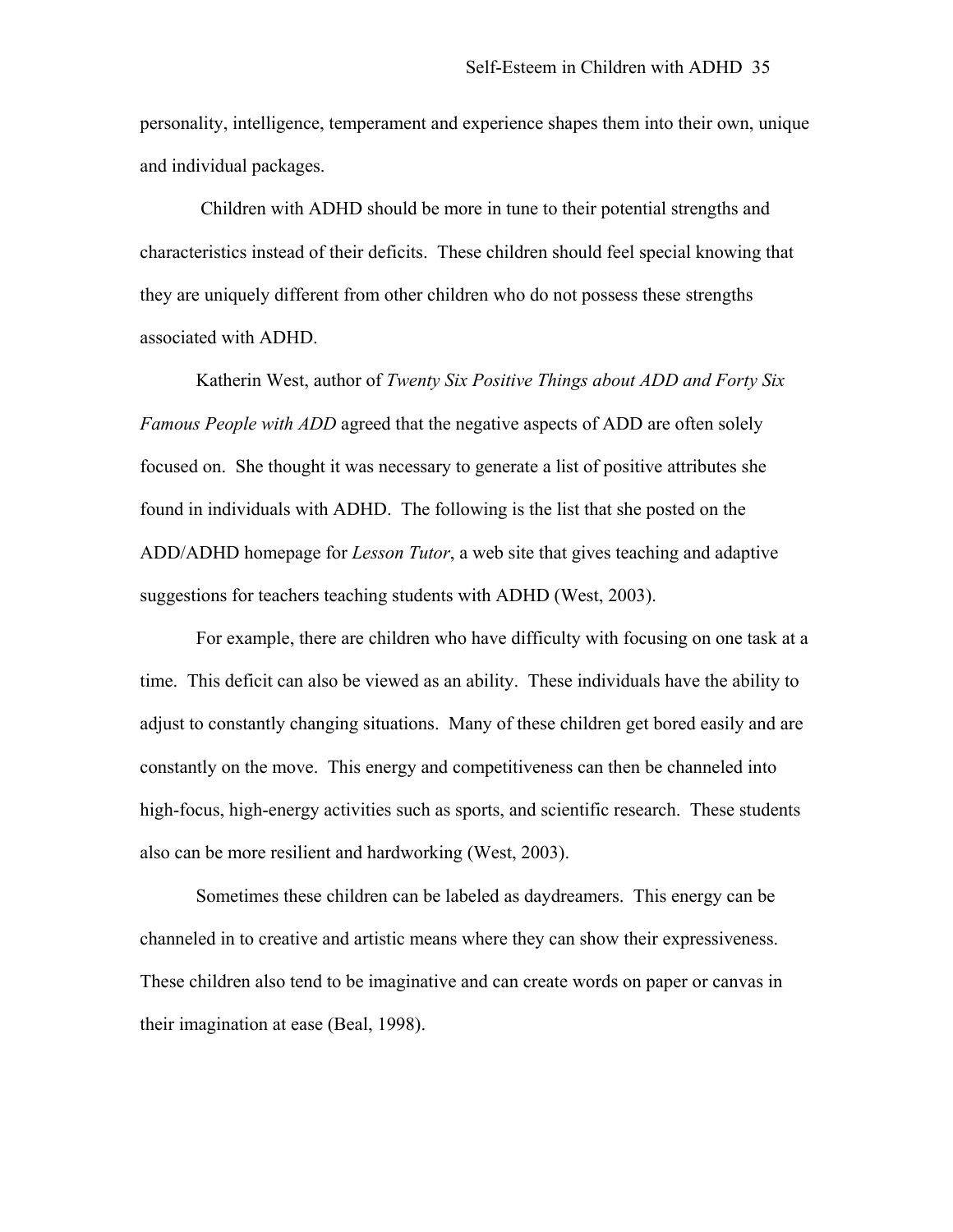personality, intelligence, temperament and experience shapes them into their own, unique and individual packages.

Children with ADHD should be more in tune to their potential strengths and characteristics instead of their deficits. These children should feel special knowing that they are uniquely different from other children who do not possess these strengths associated with ADHD.

Katherin West, author of *Twenty Six Positive Things about ADD and Forty Six Famous People with ADD* agreed that the negative aspects of ADD are often solely focused on. She thought it was necessary to generate a list of positive attributes she found in individuals with ADHD. The following is the list that she posted on the ADD/ADHD homepage for *Lesson Tutor*, a web site that gives teaching and adaptive suggestions for teachers teaching students with ADHD (West, 2003).

For example, there are children who have difficulty with focusing on one task at a time. This deficit can also be viewed as an ability. These individuals have the ability to adjust to constantly changing situations. Many of these children get bored easily and are constantly on the move. This energy and competitiveness can then be channeled into high-focus, high-energy activities such as sports, and scientific research. These students also can be more resilient and hardworking (West, 2003).

Sometimes these children can be labeled as daydreamers. This energy can be channeled in to creative and artistic means where they can show their expressiveness. These children also tend to be imaginative and can create words on paper or canvas in their imagination at ease (Beal, 1998).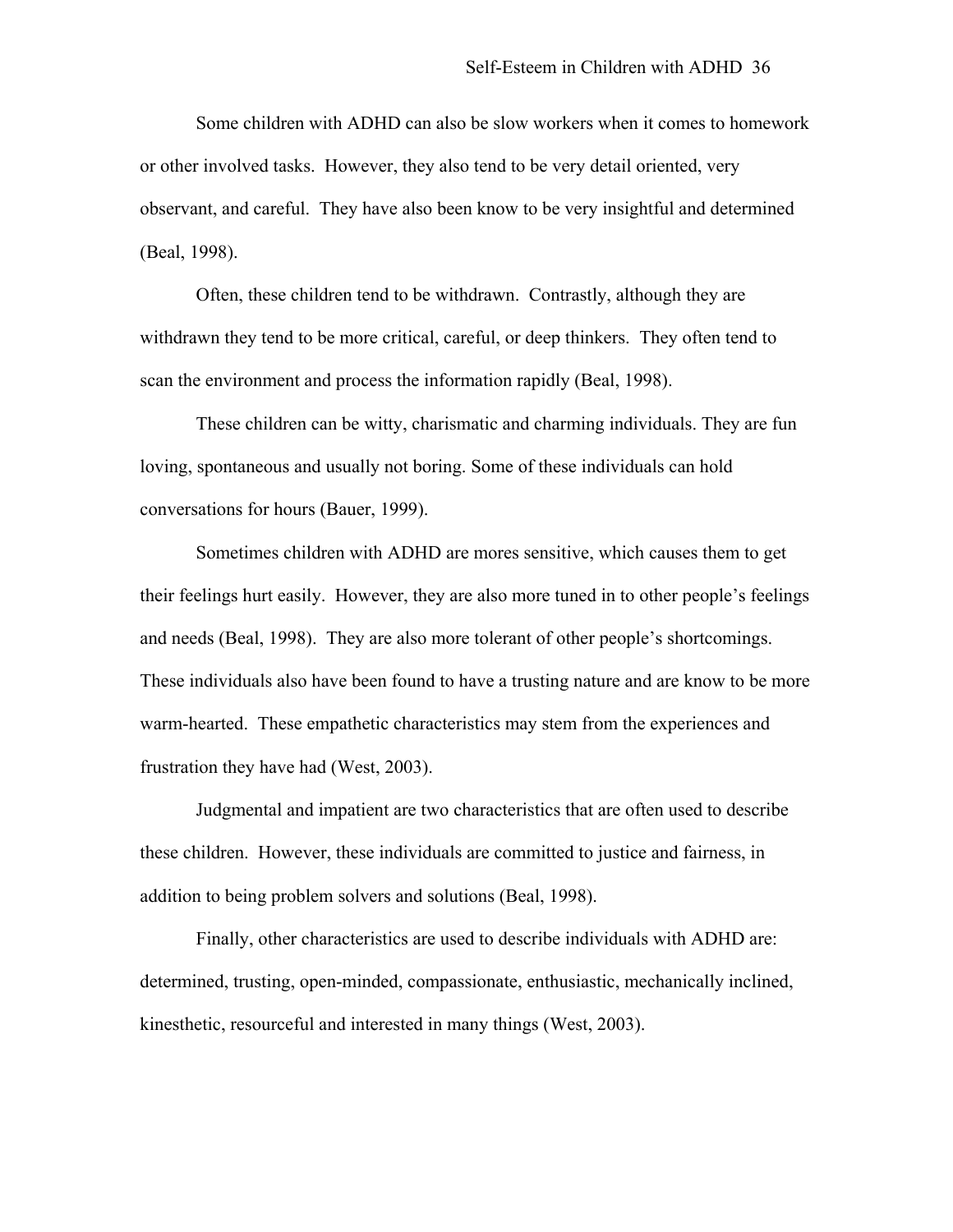Some children with ADHD can also be slow workers when it comes to homework or other involved tasks. However, they also tend to be very detail oriented, very observant, and careful. They have also been know to be very insightful and determined (Beal, 1998).

Often, these children tend to be withdrawn. Contrastly, although they are withdrawn they tend to be more critical, careful, or deep thinkers. They often tend to scan the environment and process the information rapidly (Beal, 1998).

These children can be witty, charismatic and charming individuals. They are fun loving, spontaneous and usually not boring. Some of these individuals can hold conversations for hours (Bauer, 1999).

Sometimes children with ADHD are mores sensitive, which causes them to get their feelings hurt easily. However, they are also more tuned in to other people's feelings and needs (Beal, 1998). They are also more tolerant of other people's shortcomings. These individuals also have been found to have a trusting nature and are know to be more warm-hearted. These empathetic characteristics may stem from the experiences and frustration they have had (West, 2003).

Judgmental and impatient are two characteristics that are often used to describe these children. However, these individuals are committed to justice and fairness, in addition to being problem solvers and solutions (Beal, 1998).

Finally, other characteristics are used to describe individuals with ADHD are: determined, trusting, open-minded, compassionate, enthusiastic, mechanically inclined, kinesthetic, resourceful and interested in many things (West, 2003).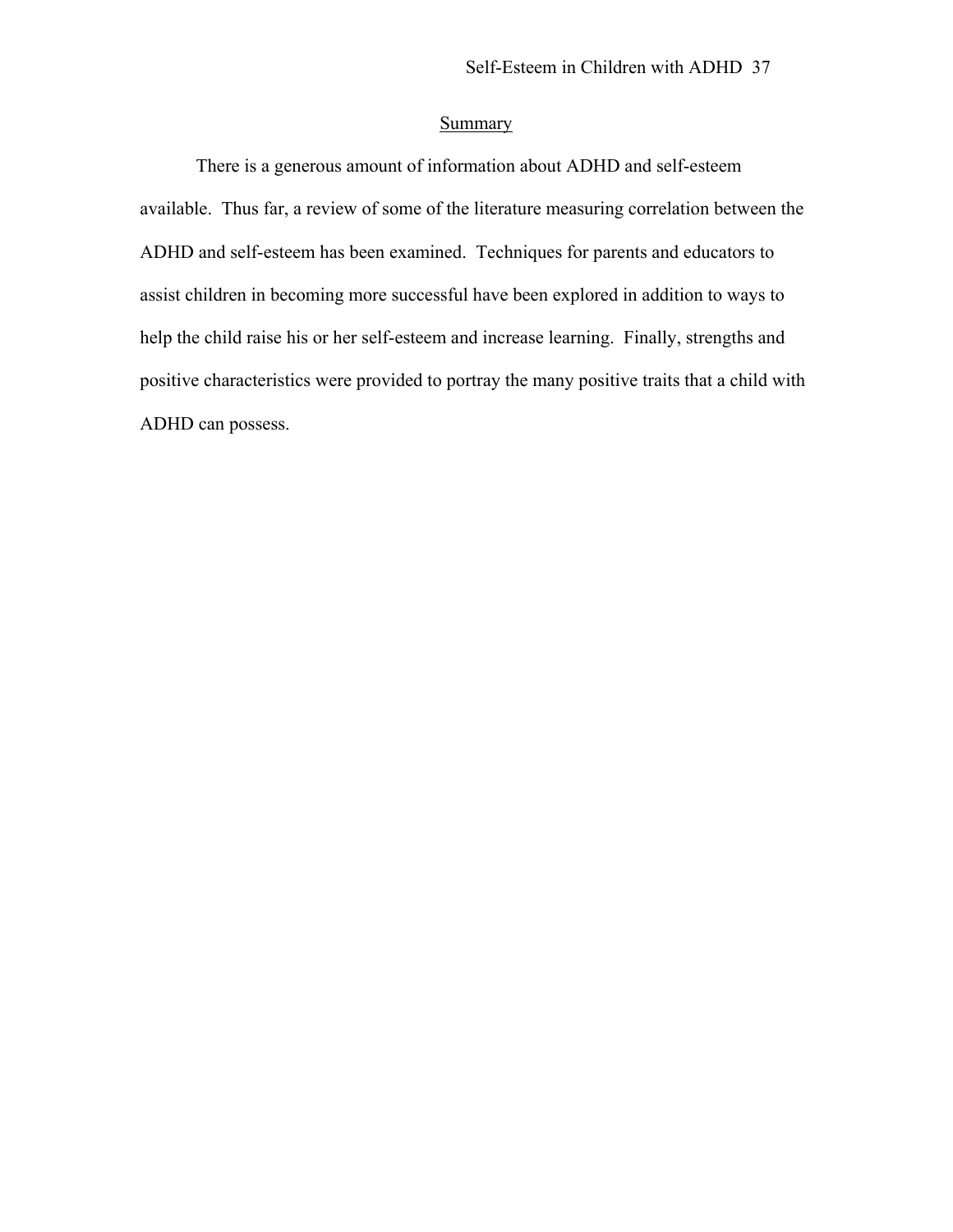## Summary

There is a generous amount of information about ADHD and self-esteem available. Thus far, a review of some of the literature measuring correlation between the ADHD and self-esteem has been examined. Techniques for parents and educators to assist children in becoming more successful have been explored in addition to ways to help the child raise his or her self-esteem and increase learning. Finally, strengths and positive characteristics were provided to portray the many positive traits that a child with ADHD can possess.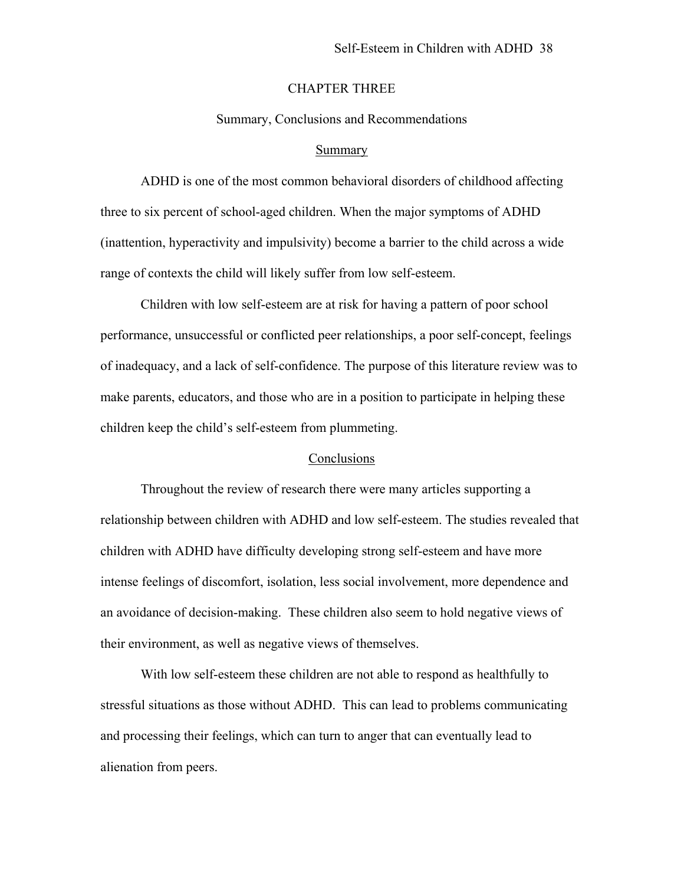# CHAPTER THREE

## Summary, Conclusions and Recommendations

### Summary

ADHD is one of the most common behavioral disorders of childhood affecting three to six percent of school-aged children. When the major symptoms of ADHD (inattention, hyperactivity and impulsivity) become a barrier to the child across a wide range of contexts the child will likely suffer from low self-esteem.

Children with low self-esteem are at risk for having a pattern of poor school performance, unsuccessful or conflicted peer relationships, a poor self-concept, feelings of inadequacy, and a lack of self-confidence. The purpose of this literature review was to make parents, educators, and those who are in a position to participate in helping these children keep the child's self-esteem from plummeting.

### Conclusions

Throughout the review of research there were many articles supporting a relationship between children with ADHD and low self-esteem. The studies revealed that children with ADHD have difficulty developing strong self-esteem and have more intense feelings of discomfort, isolation, less social involvement, more dependence and an avoidance of decision-making. These children also seem to hold negative views of their environment, as well as negative views of themselves.

With low self-esteem these children are not able to respond as healthfully to stressful situations as those without ADHD. This can lead to problems communicating and processing their feelings, which can turn to anger that can eventually lead to alienation from peers.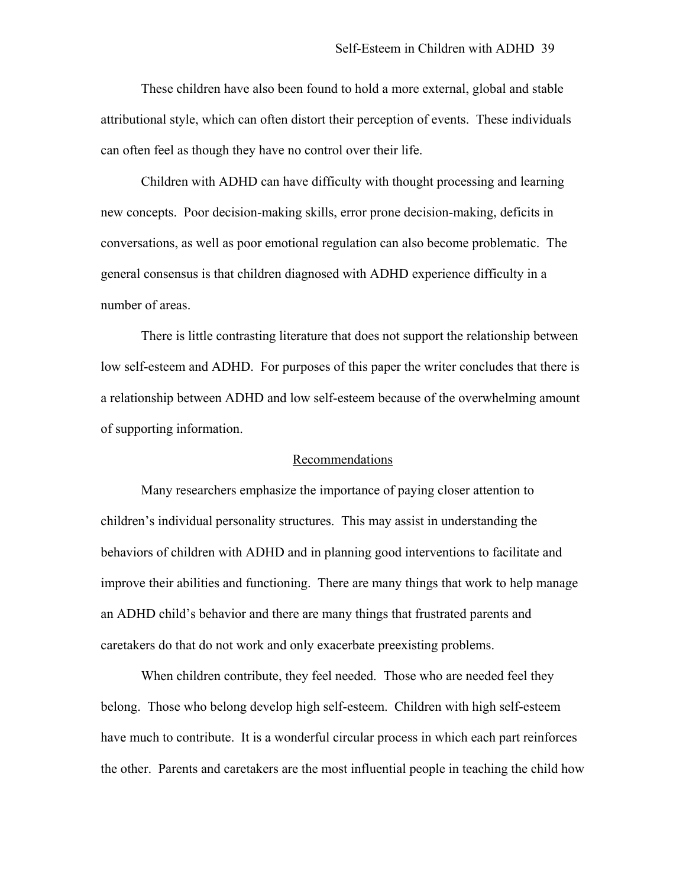These children have also been found to hold a more external, global and stable attributional style, which can often distort their perception of events. These individuals can often feel as though they have no control over their life.

Children with ADHD can have difficulty with thought processing and learning new concepts. Poor decision-making skills, error prone decision-making, deficits in conversations, as well as poor emotional regulation can also become problematic. The general consensus is that children diagnosed with ADHD experience difficulty in a number of areas.

There is little contrasting literature that does not support the relationship between low self-esteem and ADHD. For purposes of this paper the writer concludes that there is a relationship between ADHD and low self-esteem because of the overwhelming amount of supporting information.

## Recommendations

Many researchers emphasize the importance of paying closer attention to children's individual personality structures. This may assist in understanding the behaviors of children with ADHD and in planning good interventions to facilitate and improve their abilities and functioning. There are many things that work to help manage an ADHD child's behavior and there are many things that frustrated parents and caretakers do that do not work and only exacerbate preexisting problems.

When children contribute, they feel needed. Those who are needed feel they belong. Those who belong develop high self-esteem. Children with high self-esteem have much to contribute. It is a wonderful circular process in which each part reinforces the other. Parents and caretakers are the most influential people in teaching the child how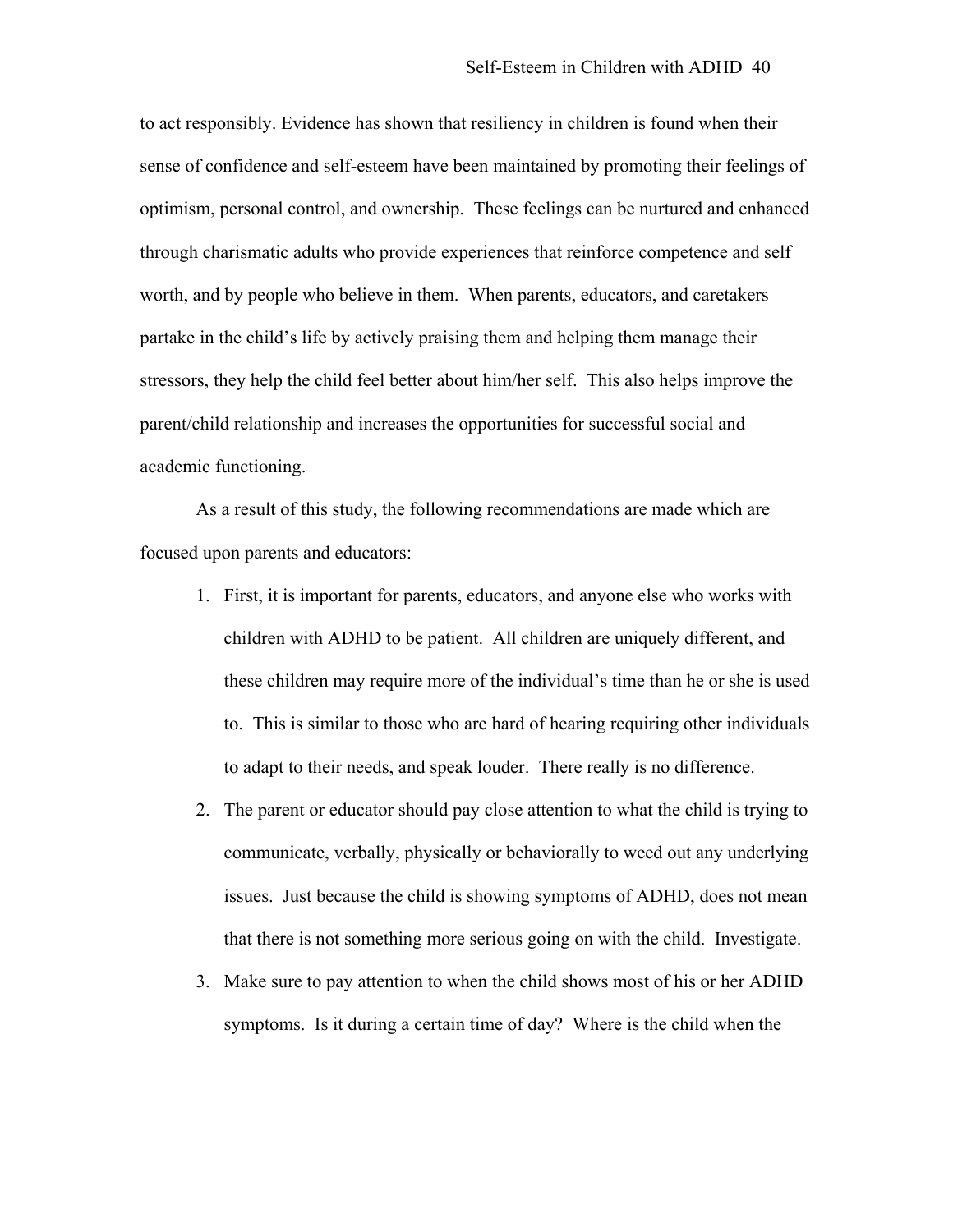to act responsibly. Evidence has shown that resiliency in children is found when their sense of confidence and self-esteem have been maintained by promoting their feelings of optimism, personal control, and ownership. These feelings can be nurtured and enhanced through charismatic adults who provide experiences that reinforce competence and self worth, and by people who believe in them. When parents, educators, and caretakers partake in the child's life by actively praising them and helping them manage their stressors, they help the child feel better about him/her self. This also helps improve the parent/child relationship and increases the opportunities for successful social and academic functioning.

As a result of this study, the following recommendations are made which are focused upon parents and educators:

1. First, it is important for parents, educators, and anyone else who works with children with ADHD to be patient. All children are uniquely different, and these children may require more of the individual's time than he or she is used to. This is similar to those who are hard of hearing requiring other individuals to adapt to their needs, and speak louder. There really is no difference.
2. The parent or educator should pay close attention to what the child is trying to communicate, verbally, physically or behaviorally to weed out any underlying issues. Just because the child is showing symptoms of ADHD, does not mean that there is not something more serious going on with the child. Investigate.
3. Make sure to pay attention to when the child shows most of his or her ADHD symptoms. Is it during a certain time of day? Where is the child when the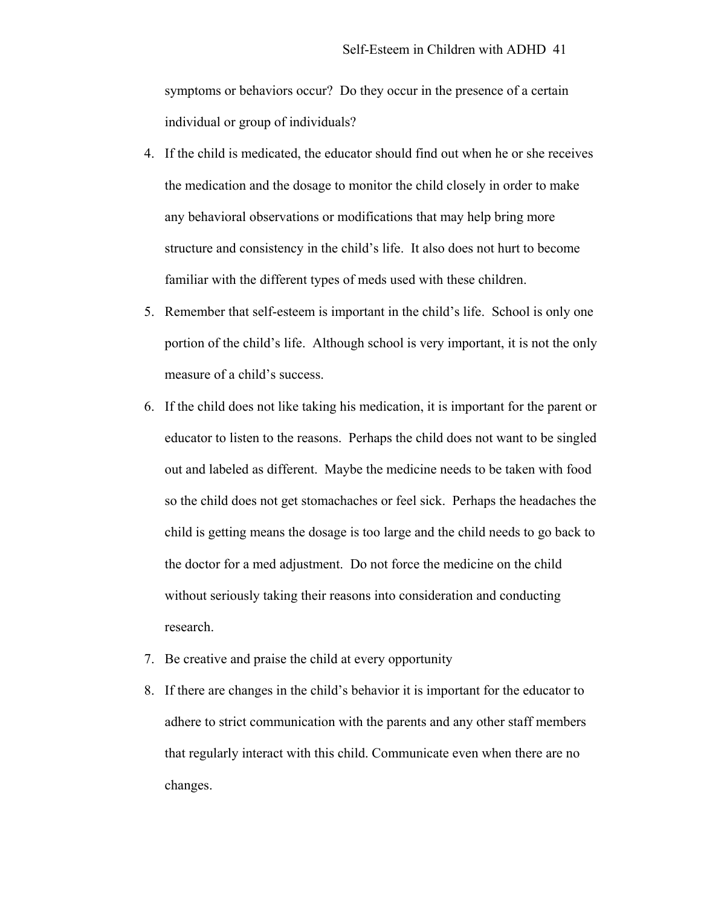symptoms or behaviors occur? Do they occur in the presence of a certain individual or group of individuals?

4. If the child is medicated, the educator should find out when he or she receives the medication and the dosage to monitor the child closely in order to make any behavioral observations or modifications that may help bring more structure and consistency in the child's life. It also does not hurt to become familiar with the different types of meds used with these children.
5. Remember that self-esteem is important in the child's life. School is only one portion of the child's life. Although school is very important, it is not the only measure of a child's success.
6. If the child does not like taking his medication, it is important for the parent or educator to listen to the reasons. Perhaps the child does not want to be singled out and labeled as different. Maybe the medicine needs to be taken with food so the child does not get stomachaches or feel sick. Perhaps the headaches the child is getting means the dosage is too large and the child needs to go back to the doctor for a med adjustment. Do not force the medicine on the child without seriously taking their reasons into consideration and conducting research.
7. Be creative and praise the child at every opportunity
8. If there are changes in the child's behavior it is important for the educator to adhere to strict communication with the parents and any other staff members that regularly interact with this child. Communicate even when there are no changes.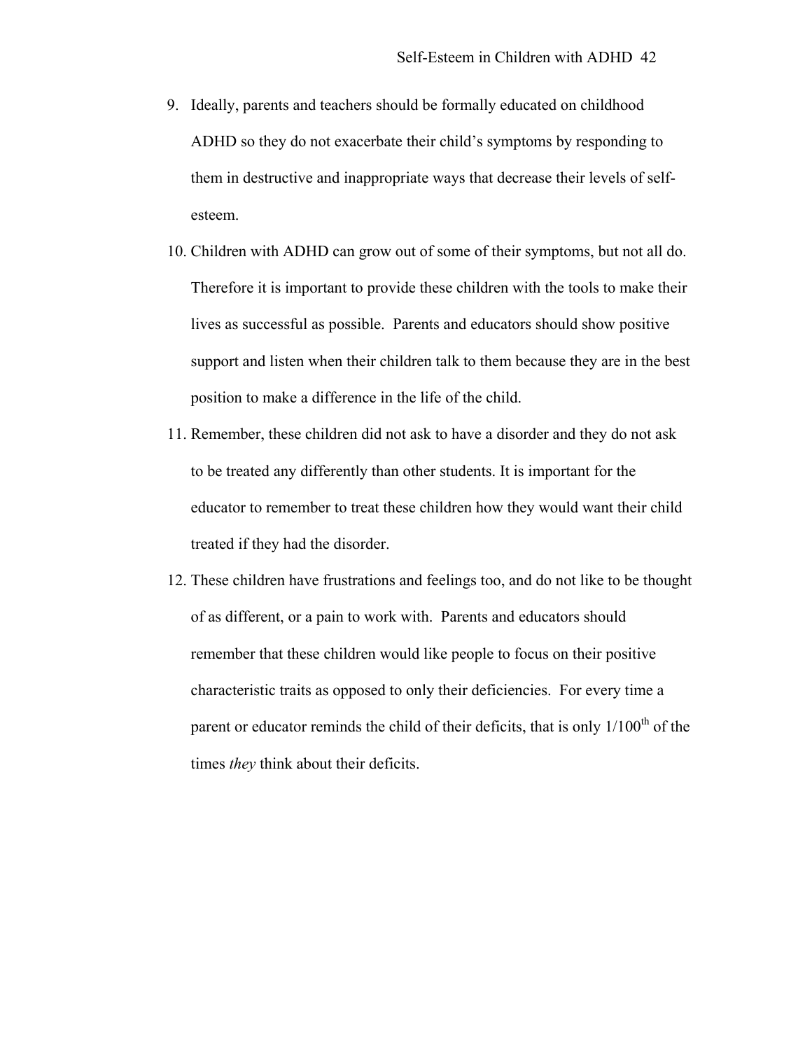9. Ideally, parents and teachers should be formally educated on childhood ADHD so they do not exacerbate their child's symptoms by responding to them in destructive and inappropriate ways that decrease their levels of self-esteem.
10. Children with ADHD can grow out of some of their symptoms, but not all do. Therefore it is important to provide these children with the tools to make their lives as successful as possible. Parents and educators should show positive support and listen when their children talk to them because they are in the best position to make a difference in the life of the child.
11. Remember, these children did not ask to have a disorder and they do not ask to be treated any differently than other students. It is important for the educator to remember to treat these children how they would want their child treated if they had the disorder.
12. These children have frustrations and feelings too, and do not like to be thought of as different, or a pain to work with. Parents and educators should remember that these children would like people to focus on their positive characteristic traits as opposed to only their deficiencies. For every time a parent or educator reminds the child of their deficits, that is only $1/100^{th}$ of the times *they* think about their deficits.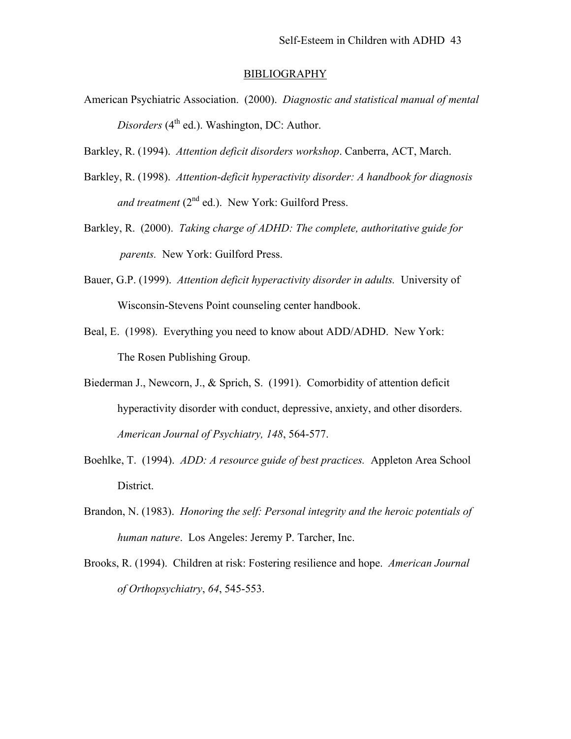## BIBLIOGRAPHY

American Psychiatric Association. (2000). *Diagnostic and statistical manual of mental Disorders* (4th ed.). Washington, DC: Author.

Barkley, R. (1994). *Attention deficit disorders workshop*. Canberra, ACT, March.

Barkley, R. (1998). *Attention-deficit hyperactivity disorder: A handbook for diagnosis and treatment* (2nd ed.). New York: Guilford Press.

Barkley, R. (2000). *Taking charge of ADHD: The complete, authoritative guide for parents.* New York: Guilford Press.

Bauer, G.P. (1999). *Attention deficit hyperactivity disorder in adults.* University of Wisconsin-Stevens Point counseling center handbook.

Beal, E. (1998). Everything you need to know about ADD/ADHD. New York: The Rosen Publishing Group.

Biederman J., Newcorn, J., & Sprich, S. (1991). Comorbidity of attention deficit hyperactivity disorder with conduct, depressive, anxiety, and other disorders. *American Journal of Psychiatry, 148*, 564-577.

Boehlke, T. (1994). *ADD: A resource guide of best practices.* Appleton Area School District.

Brandon, N. (1983). *Honoring the self: Personal integrity and the heroic potentials of human nature*. Los Angeles: Jeremy P. Tarcher, Inc.

Brooks, R. (1994). Children at risk: Fostering resilience and hope. *American Journal of Orthopsychiatry*, *64*, 545-553.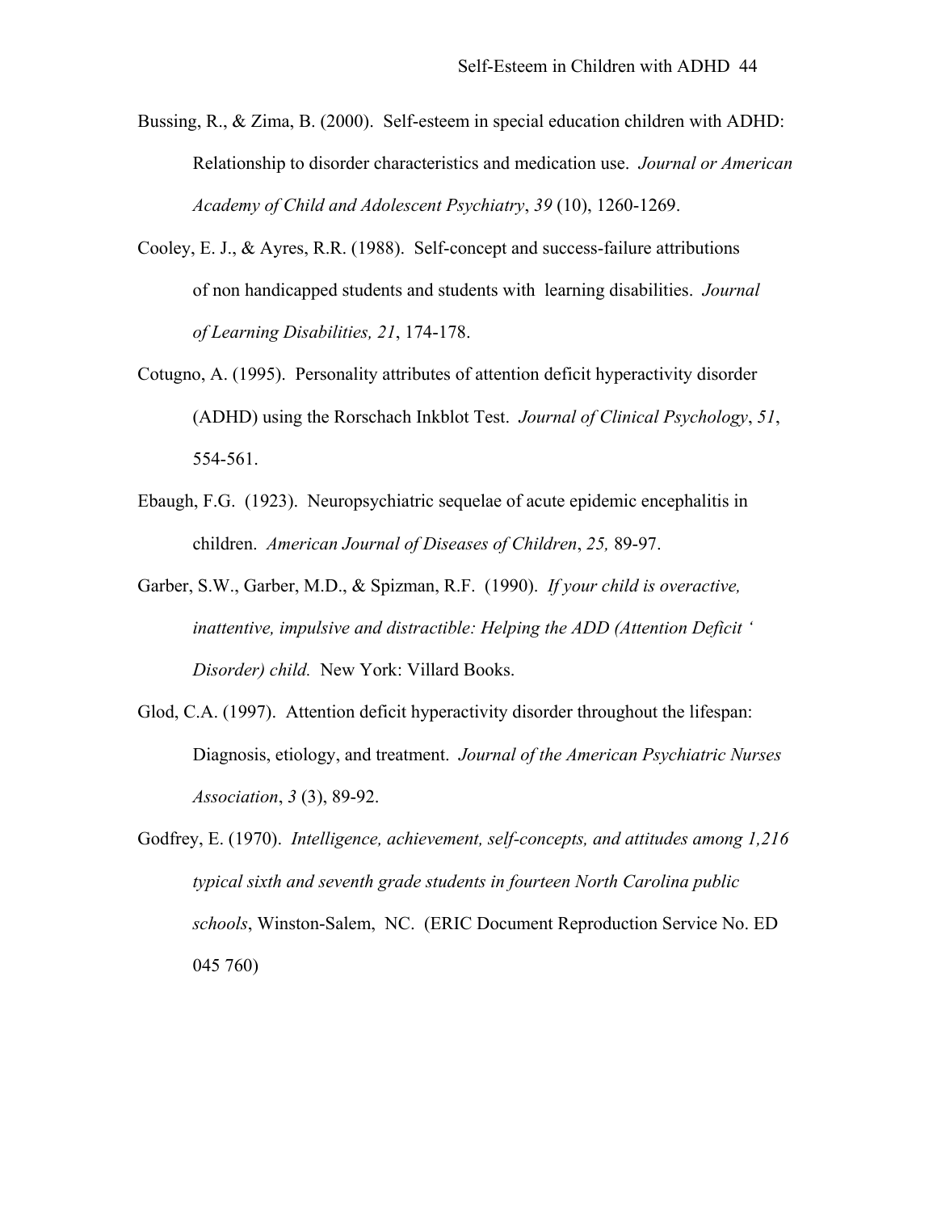Bussing, R., & Zima, B. (2000). Self-esteem in special education children with ADHD: Relationship to disorder characteristics and medication use. *Journal or American Academy of Child and Adolescent Psychiatry*, *39* (10), 1260-1269.

Cooley, E. J., & Ayres, R.R. (1988). Self-concept and success-failure attributions of non handicapped students and students with learning disabilities. *Journal of Learning Disabilities, 21*, 174-178.

Cotugno, A. (1995). Personality attributes of attention deficit hyperactivity disorder (ADHD) using the Rorschach Inkblot Test. *Journal of Clinical Psychology*, *51*, 554-561.

Ebaugh, F.G. (1923). Neuropsychiatric sequelae of acute epidemic encephalitis in children. *American Journal of Diseases of Children*, *25,* 89-97.

Garber, S.W., Garber, M.D., & Spizman, R.F. (1990). *If your child is overactive, inattentive, impulsive and distractible: Helping the ADD (Attention Deficit ' Disorder) child.* New York: Villard Books.

Glod, C.A. (1997). Attention deficit hyperactivity disorder throughout the lifespan: Diagnosis, etiology, and treatment. *Journal of the American Psychiatric Nurses Association*, *3* (3), 89-92.

Godfrey, E. (1970). *Intelligence, achievement, self-concepts, and attitudes among 1,216 typical sixth and seventh grade students in fourteen North Carolina public schools*, Winston-Salem, NC. (ERIC Document Reproduction Service No. ED 045 760)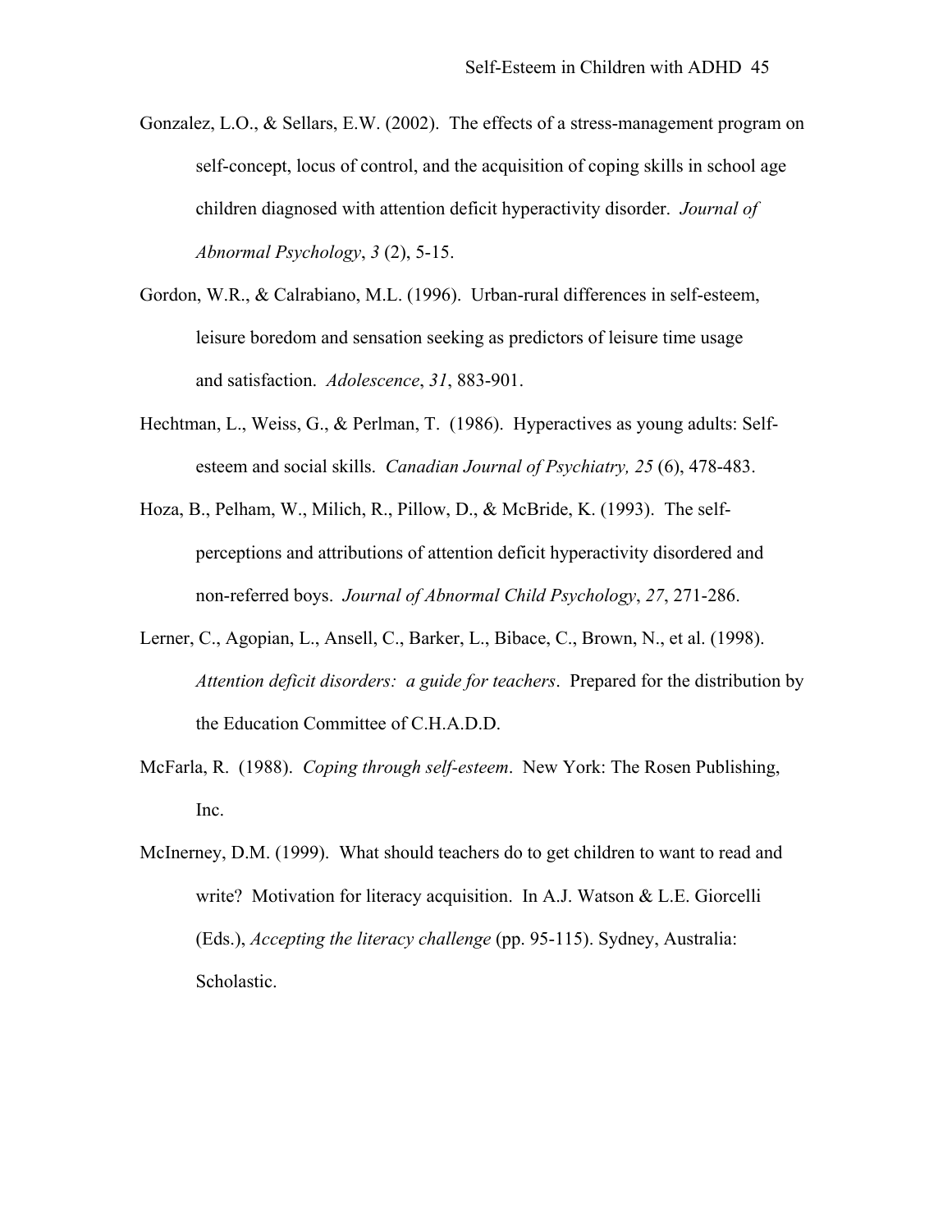Gonzalez, L.O., & Sellars, E.W. (2002). The effects of a stress-management program on self-concept, locus of control, and the acquisition of coping skills in school age children diagnosed with attention deficit hyperactivity disorder. *Journal of Abnormal Psychology*, *3* (2), 5-15.

Gordon, W.R., & Calrabiano, M.L. (1996). Urban-rural differences in self-esteem, leisure boredom and sensation seeking as predictors of leisure time usage and satisfaction. *Adolescence*, *31*, 883-901.

Hechtman, L., Weiss, G., & Perlman, T. (1986). Hyperactives as young adults: Self-esteem and social skills. *Canadian Journal of Psychiatry, 25* (6), 478-483.

Hoza, B., Pelham, W., Milich, R., Pillow, D., & McBride, K. (1993). The self-perceptions and attributions of attention deficit hyperactivity disordered and non-referred boys. *Journal of Abnormal Child Psychology*, *27*, 271-286.

Lerner, C., Agopian, L., Ansell, C., Barker, L., Bibace, C., Brown, N., et al. (1998). *Attention deficit disorders: a guide for teachers*. Prepared for the distribution by the Education Committee of C.H.A.D.D.

McFarla, R. (1988). *Coping through self-esteem*. New York: The Rosen Publishing, Inc.

McInerney, D.M. (1999). What should teachers do to get children to want to read and write? Motivation for literacy acquisition. In A.J. Watson & L.E. Giorcelli (Eds.), *Accepting the literacy challenge* (pp. 95-115). Sydney, Australia: Scholastic.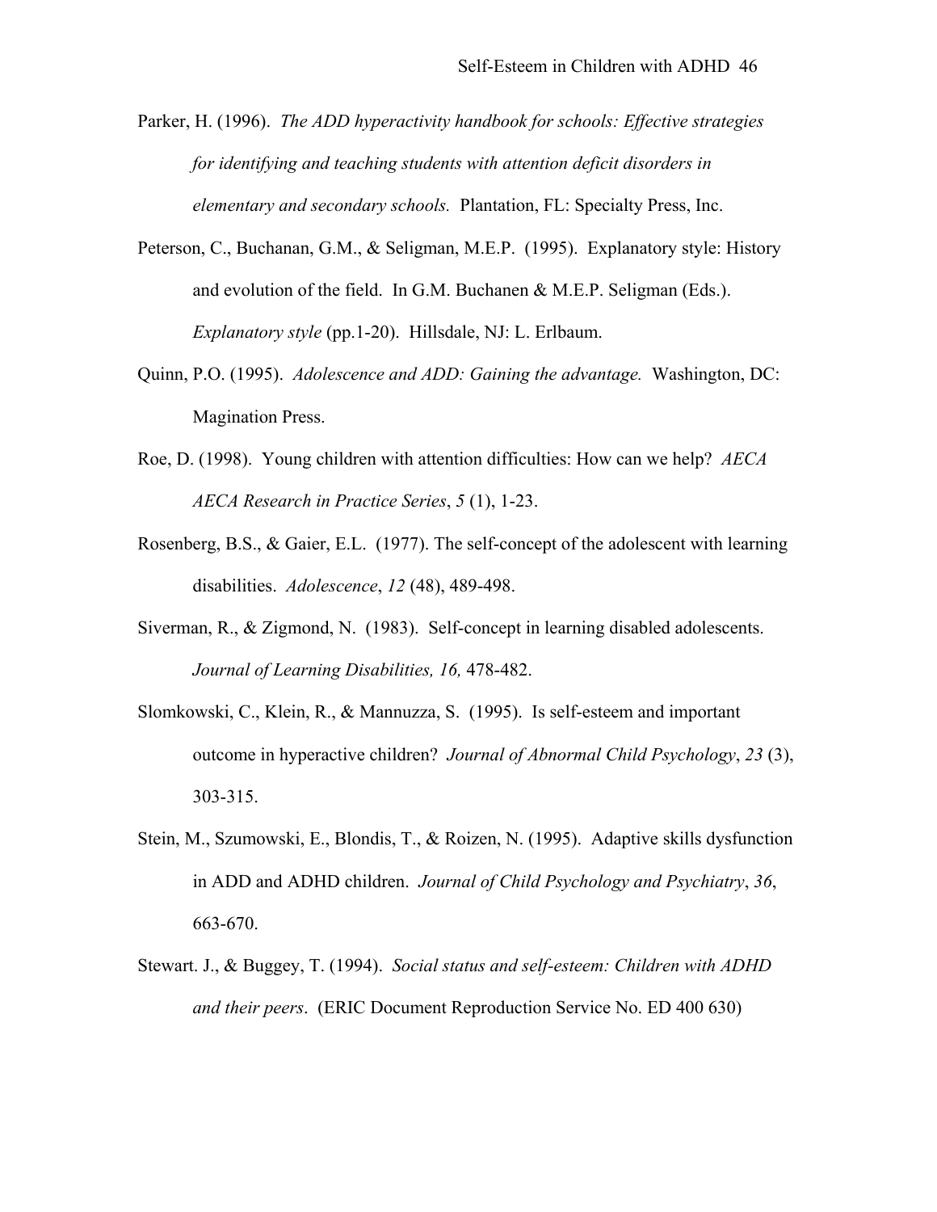Parker, H. (1996). *The ADD hyperactivity handbook for schools: Effective strategies for identifying and teaching students with attention deficit disorders in elementary and secondary schools.* Plantation, FL: Specialty Press, Inc.

Peterson, C., Buchanan, G.M., & Seligman, M.E.P. (1995). Explanatory style: History and evolution of the field. In G.M. Buchanen & M.E.P. Seligman (Eds.). *Explanatory style* (pp.1-20). Hillsdale, NJ: L. Erlbaum.

Quinn, P.O. (1995). *Adolescence and ADD: Gaining the advantage.* Washington, DC: Magination Press.

Roe, D. (1998). Young children with attention difficulties: How can we help? *AECA AECA Research in Practice Series*, *5* (1), 1-23.

Rosenberg, B.S., & Gaier, E.L. (1977). The self-concept of the adolescent with learning disabilities. *Adolescence*, *12* (48), 489-498.

Siverman, R., & Zigmond, N. (1983). Self-concept in learning disabled adolescents. *Journal of Learning Disabilities, 16,* 478-482.

Slomkowski, C., Klein, R., & Mannuzza, S. (1995). Is self-esteem and important outcome in hyperactive children? *Journal of Abnormal Child Psychology*, *23* (3), 303-315.

Stein, M., Szumowski, E., Blondis, T., & Roizen, N. (1995). Adaptive skills dysfunction in ADD and ADHD children. *Journal of Child Psychology and Psychiatry*, *36*, 663-670.

Stewart. J., & Buggey, T. (1994). *Social status and self-esteem: Children with ADHD and their peers*. (ERIC Document Reproduction Service No. ED 400 630)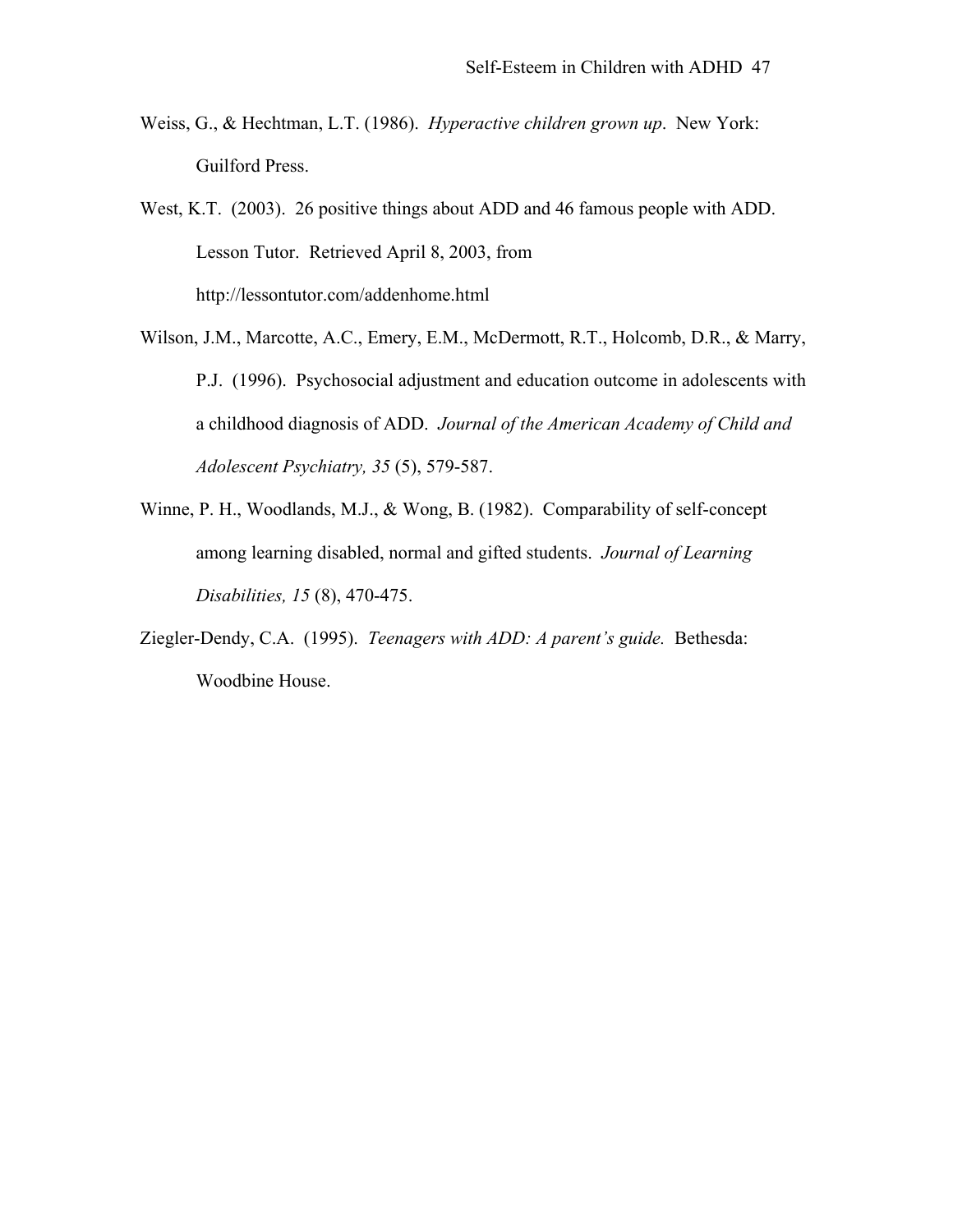Weiss, G., & Hechtman, L.T. (1986). *Hyperactive children grown up*. New York: Guilford Press.

West, K.T. (2003). 26 positive things about ADD and 46 famous people with ADD. Lesson Tutor. Retrieved April 8, 2003, from http://lessontutor.com/addenhome.html

Wilson, J.M., Marcotte, A.C., Emery, E.M., McDermott, R.T., Holcomb, D.R., & Marry, P.J. (1996). Psychosocial adjustment and education outcome in adolescents with a childhood diagnosis of ADD. *Journal of the American Academy of Child and Adolescent Psychiatry, 35* (5), 579-587.

Winne, P. H., Woodlands, M.J., & Wong, B. (1982). Comparability of self-concept among learning disabled, normal and gifted students. *Journal of Learning Disabilities, 15* (8), 470-475.

Ziegler-Dendy, C.A. (1995). *Teenagers with ADD: A parent's guide.* Bethesda: Woodbine House.